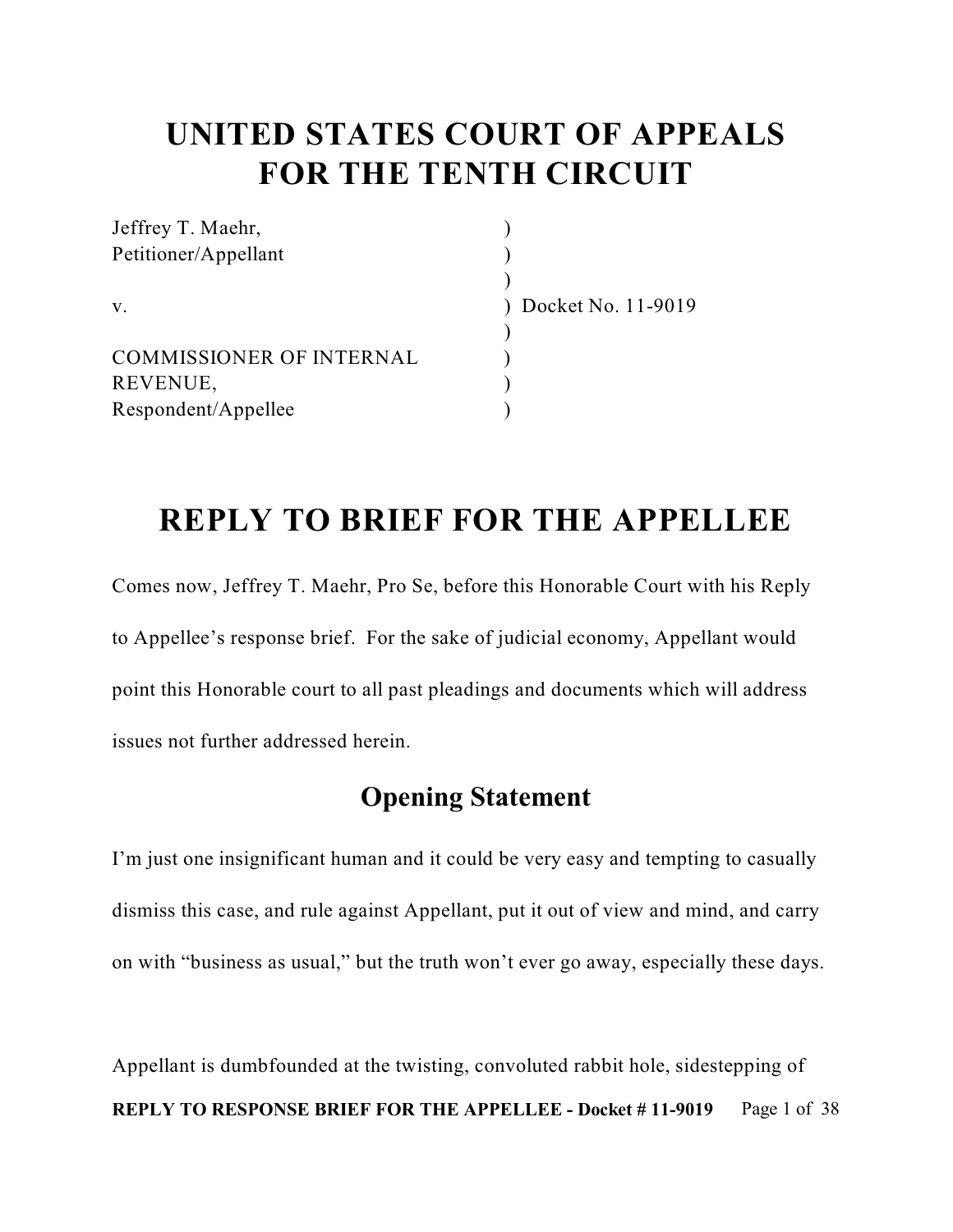# UNITED STATES COURT OF APPEALS FOR THE TENTH CIRCUIT

| | |
|---|---|
| Jeffrey T. Maehr, | ) |
| Petitioner/Appellant | ) |
| | ) |
| v. | ) Docket No. 11-9019 |
| | ) |
| COMMISSIONER OF INTERNAL | ) |
| REVENUE, | ) |
| Respondent/Appellee | ) |

# REPLY TO BRIEF FOR THE APPELLEE

Comes now, Jeffrey T. Maehr, Pro Se, before this Honorable Court with his Reply to Appellee's response brief. For the sake of judicial economy, Appellant would point this Honorable court to all past pleadings and documents which will address issues not further addressed herein.

## Opening Statement

I'm just one insignificant human and it could be very easy and tempting to casually dismiss this case, and rule against Appellant, put it out of view and mind, and carry on with "business as usual," but the truth won't ever go away, especially these days.

Appellant is dumbfounded at the twisting, convoluted rabbit hole, sidestepping of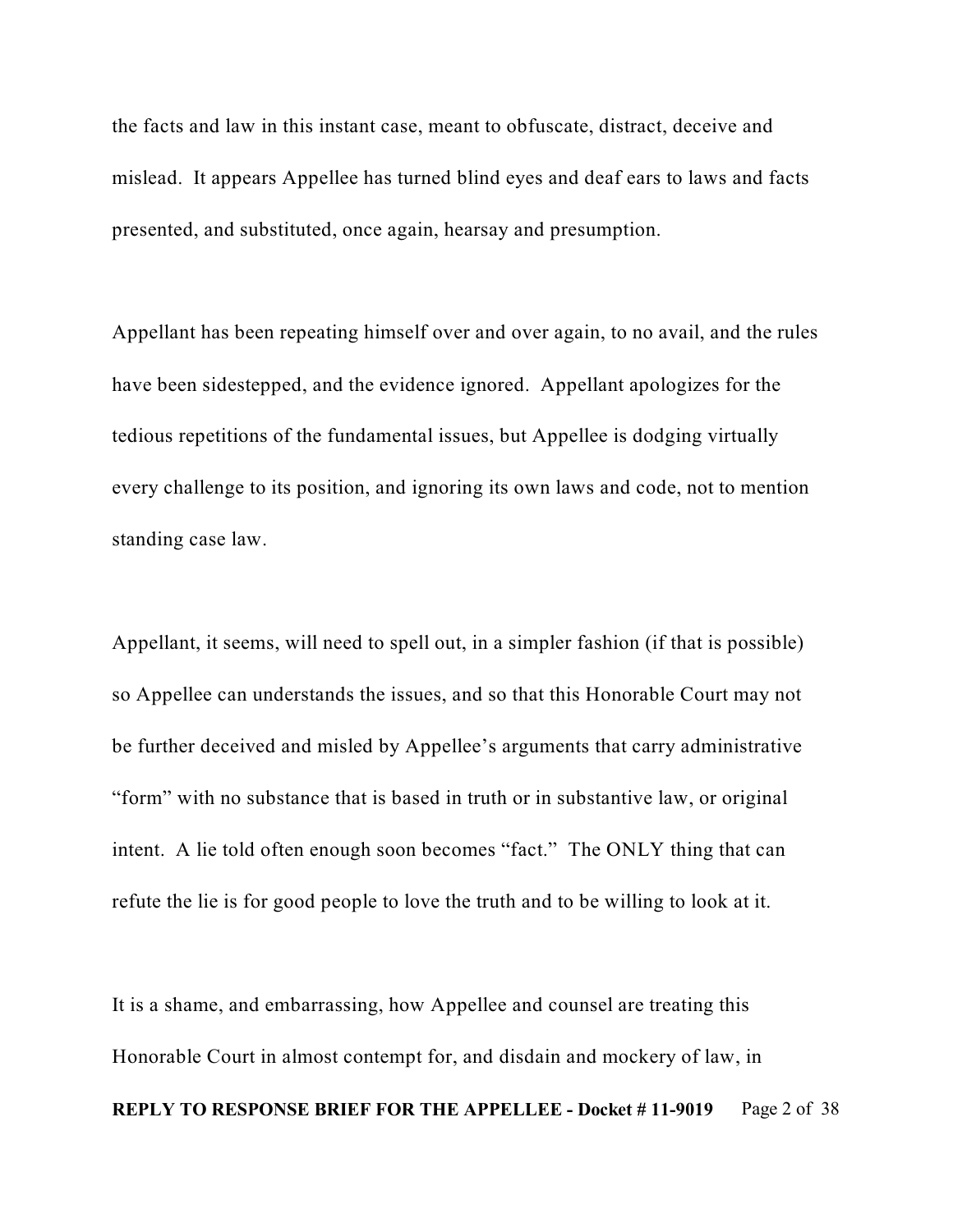the facts and law in this instant case, meant to obfuscate, distract, deceive and mislead. It appears Appellee has turned blind eyes and deaf ears to laws and facts presented, and substituted, once again, hearsay and presumption.

Appellant has been repeating himself over and over again, to no avail, and the rules have been sidestepped, and the evidence ignored. Appellant apologizes for the tedious repetitions of the fundamental issues, but Appellee is dodging virtually every challenge to its position, and ignoring its own laws and code, not to mention standing case law.

Appellant, it seems, will need to spell out, in a simpler fashion (if that is possible) so Appellee can understands the issues, and so that this Honorable Court may not be further deceived and misled by Appellee's arguments that carry administrative "form" with no substance that is based in truth or in substantive law, or original intent. A lie told often enough soon becomes "fact." The ONLY thing that can refute the lie is for good people to love the truth and to be willing to look at it.

It is a shame, and embarrassing, how Appellee and counsel are treating this Honorable Court in almost contempt for, and disdain and mockery of law, in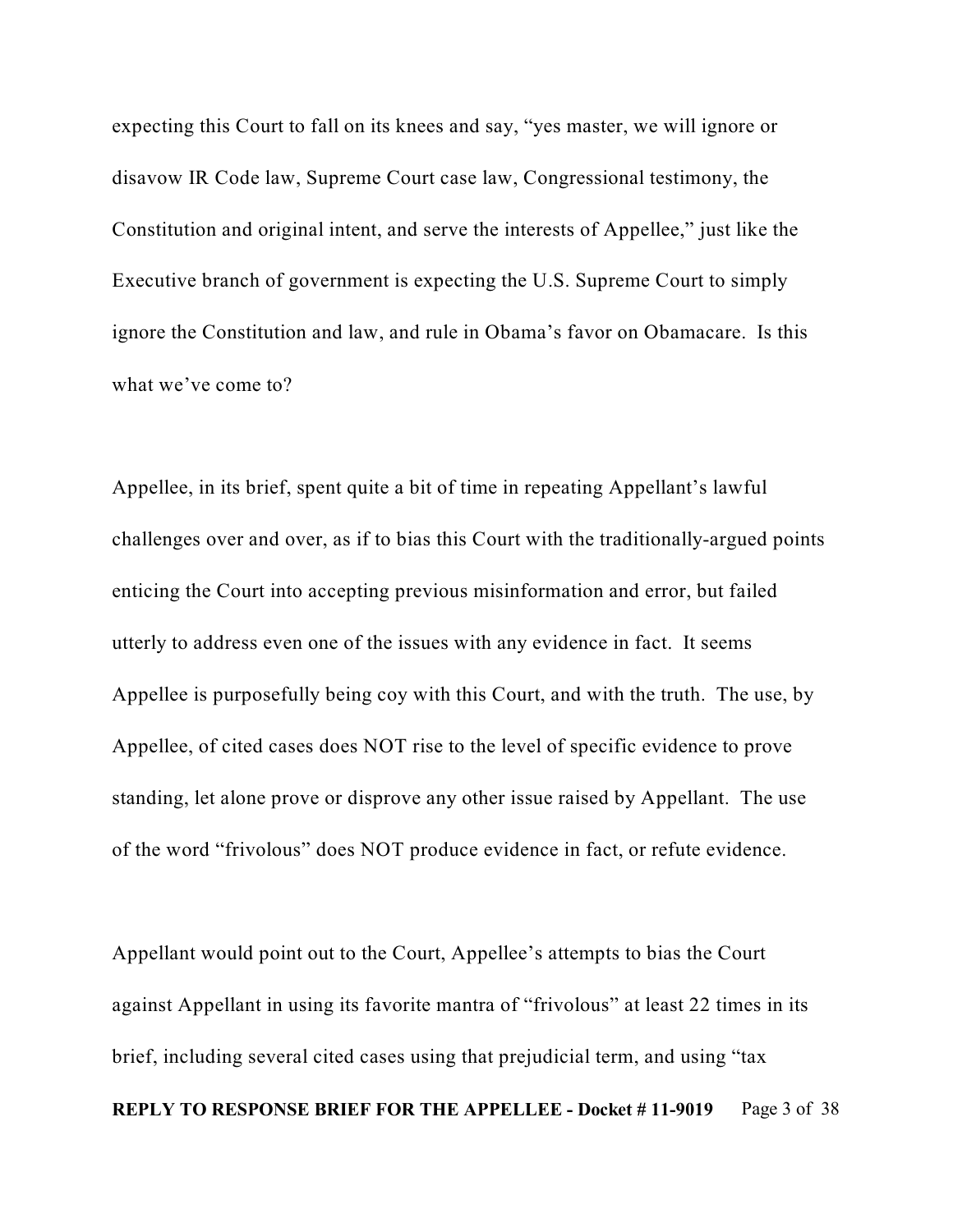expecting this Court to fall on its knees and say, "yes master, we will ignore or disavow IR Code law, Supreme Court case law, Congressional testimony, the Constitution and original intent, and serve the interests of Appellee," just like the Executive branch of government is expecting the U.S. Supreme Court to simply ignore the Constitution and law, and rule in Obama's favor on Obamacare. Is this what we've come to?

Appellee, in its brief, spent quite a bit of time in repeating Appellant's lawful challenges over and over, as if to bias this Court with the traditionally-argued points enticing the Court into accepting previous misinformation and error, but failed utterly to address even one of the issues with any evidence in fact. It seems Appellee is purposefully being coy with this Court, and with the truth. The use, by Appellee, of cited cases does NOT rise to the level of specific evidence to prove standing, let alone prove or disprove any other issue raised by Appellant. The use of the word "frivolous" does NOT produce evidence in fact, or refute evidence.

Appellant would point out to the Court, Appellee's attempts to bias the Court against Appellant in using its favorite mantra of "frivolous" at least 22 times in its brief, including several cited cases using that prejudicial term, and using "tax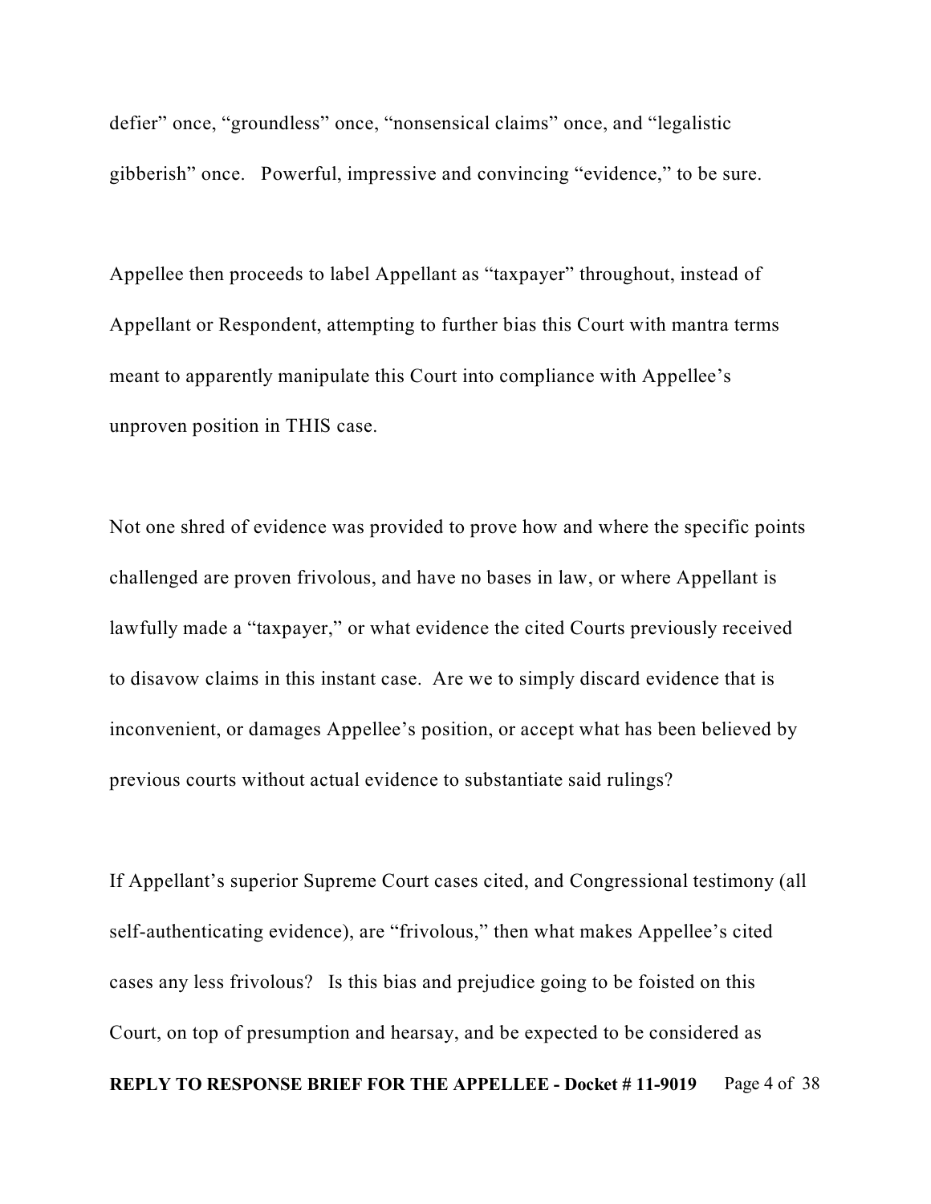defier" once, "groundless" once, "nonsensical claims" once, and "legalistic gibberish" once. Powerful, impressive and convincing "evidence," to be sure.

Appellee then proceeds to label Appellant as "taxpayer" throughout, instead of Appellant or Respondent, attempting to further bias this Court with mantra terms meant to apparently manipulate this Court into compliance with Appellee's unproven position in THIS case.

Not one shred of evidence was provided to prove how and where the specific points challenged are proven frivolous, and have no bases in law, or where Appellant is lawfully made a "taxpayer," or what evidence the cited Courts previously received to disavow claims in this instant case. Are we to simply discard evidence that is inconvenient, or damages Appellee's position, or accept what has been believed by previous courts without actual evidence to substantiate said rulings?

If Appellant's superior Supreme Court cases cited, and Congressional testimony (all self-authenticating evidence), are "frivolous," then what makes Appellee's cited cases any less frivolous? Is this bias and prejudice going to be foisted on this Court, on top of presumption and hearsay, and be expected to be considered as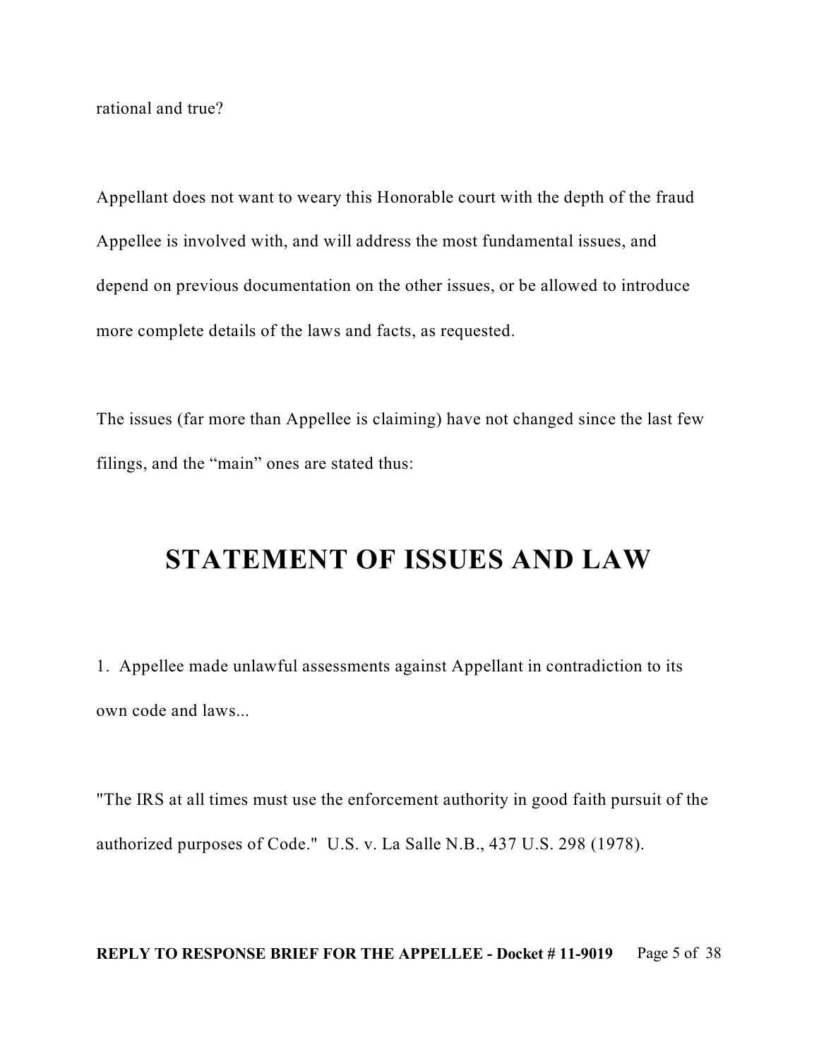rational and true?

Appellant does not want to weary this Honorable court with the depth of the fraud Appellee is involved with, and will address the most fundamental issues, and depend on previous documentation on the other issues, or be allowed to introduce more complete details of the laws and facts, as requested.

The issues (far more than Appellee is claiming) have not changed since the last few filings, and the "main" ones are stated thus:

# STATEMENT OF ISSUES AND LAW

1. Appellee made unlawful assessments against Appellant in contradiction to its own code and laws...

"The IRS at all times must use the enforcement authority in good faith pursuit of the authorized purposes of Code." U.S. v. La Salle N.B., 437 U.S. 298 (1978).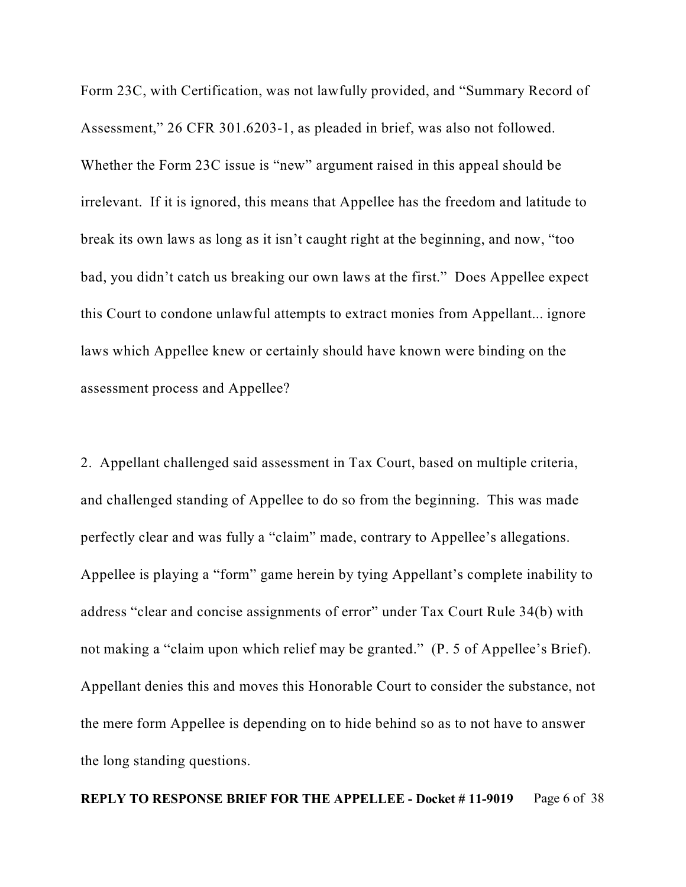Form 23C, with Certification, was not lawfully provided, and "Summary Record of Assessment," 26 CFR 301.6203-1, as pleaded in brief, was also not followed. Whether the Form 23C issue is "new" argument raised in this appeal should be irrelevant. If it is ignored, this means that Appellee has the freedom and latitude to break its own laws as long as it isn't caught right at the beginning, and now, "too bad, you didn't catch us breaking our own laws at the first." Does Appellee expect this Court to condone unlawful attempts to extract monies from Appellant... ignore laws which Appellee knew or certainly should have known were binding on the assessment process and Appellee?

2. Appellant challenged said assessment in Tax Court, based on multiple criteria, and challenged standing of Appellee to do so from the beginning. This was made perfectly clear and was fully a "claim" made, contrary to Appellee's allegations. Appellee is playing a "form" game herein by tying Appellant's complete inability to address "clear and concise assignments of error" under Tax Court Rule 34(b) with not making a "claim upon which relief may be granted." (P. 5 of Appellee's Brief). Appellant denies this and moves this Honorable Court to consider the substance, not the mere form Appellee is depending on to hide behind so as to not have to answer the long standing questions.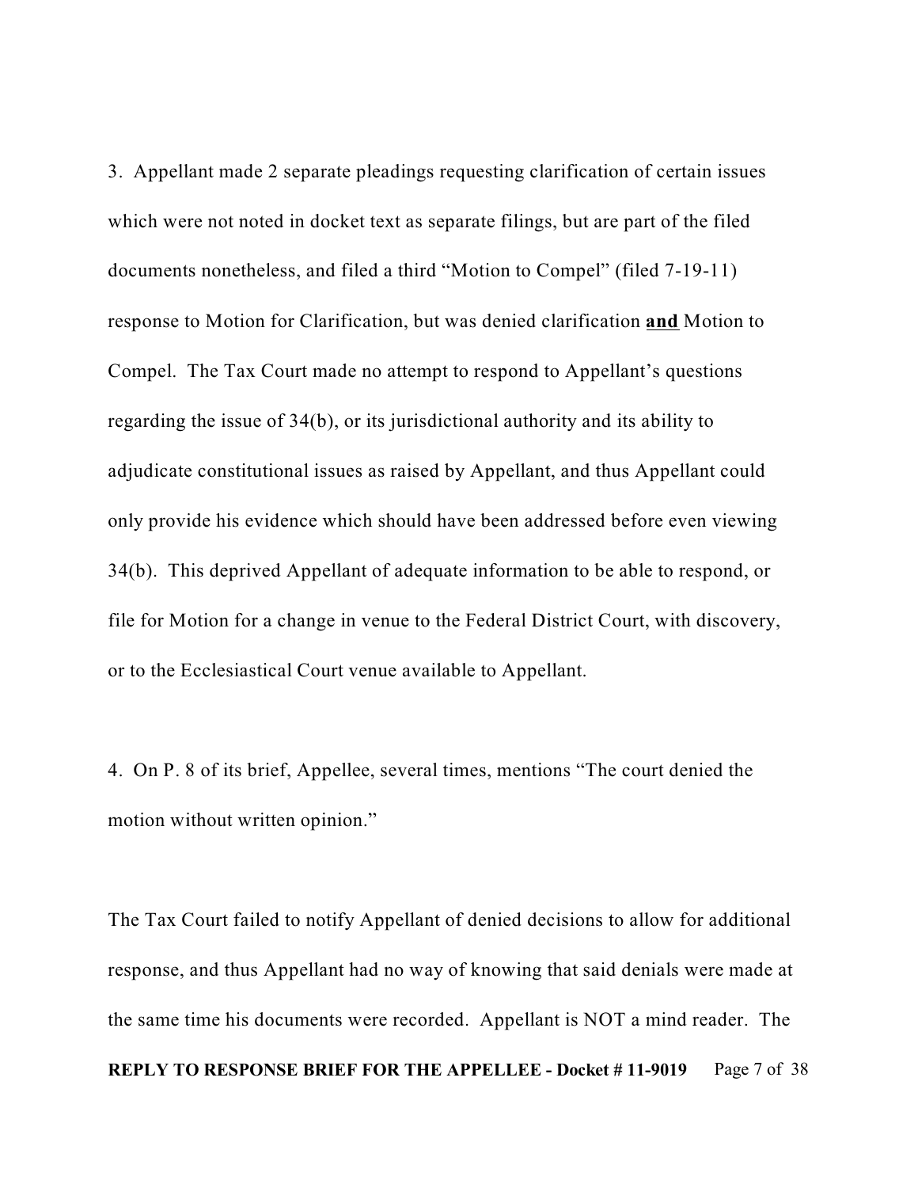3. Appellant made 2 separate pleadings requesting clarification of certain issues which were not noted in docket text as separate filings, but are part of the filed documents nonetheless, and filed a third "Motion to Compel" (filed 7-19-11) response to Motion for Clarification, but was denied clarification **<u>and</u>** Motion to Compel. The Tax Court made no attempt to respond to Appellant's questions regarding the issue of 34(b), or its jurisdictional authority and its ability to adjudicate constitutional issues as raised by Appellant, and thus Appellant could only provide his evidence which should have been addressed before even viewing 34(b). This deprived Appellant of adequate information to be able to respond, or file for Motion for a change in venue to the Federal District Court, with discovery, or to the Ecclesiastical Court venue available to Appellant.

4. On P. 8 of its brief, Appellee, several times, mentions "The court denied the motion without written opinion."

The Tax Court failed to notify Appellant of denied decisions to allow for additional response, and thus Appellant had no way of knowing that said denials were made at the same time his documents were recorded. Appellant is NOT a mind reader. The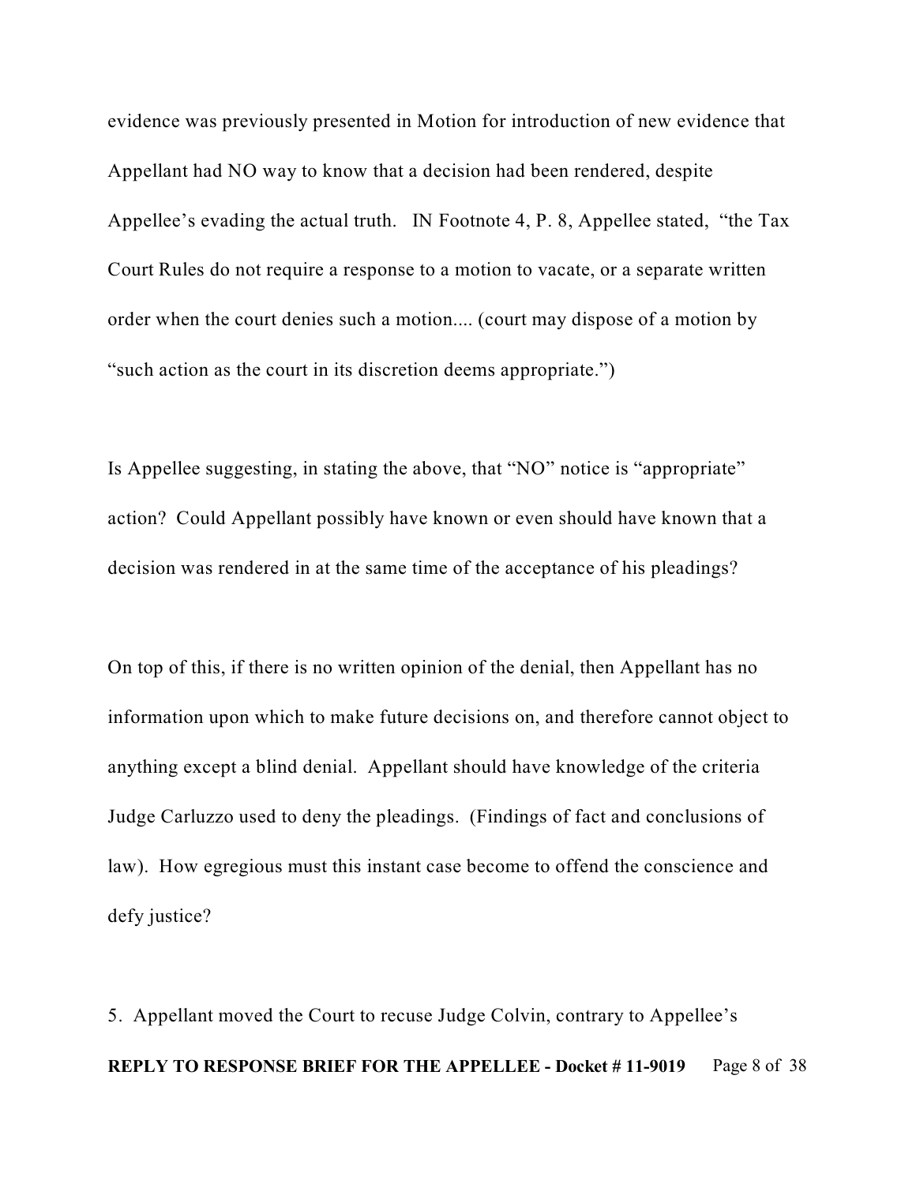evidence was previously presented in Motion for introduction of new evidence that Appellant had NO way to know that a decision had been rendered, despite Appellee's evading the actual truth. IN Footnote 4, P. 8, Appellee stated, "the Tax Court Rules do not require a response to a motion to vacate, or a separate written order when the court denies such a motion.... (court may dispose of a motion by "such action as the court in its discretion deems appropriate.")

Is Appellee suggesting, in stating the above, that "NO" notice is "appropriate" action? Could Appellant possibly have known or even should have known that a decision was rendered in at the same time of the acceptance of his pleadings?

On top of this, if there is no written opinion of the denial, then Appellant has no information upon which to make future decisions on, and therefore cannot object to anything except a blind denial. Appellant should have knowledge of the criteria Judge Carluzzo used to deny the pleadings. (Findings of fact and conclusions of law). How egregious must this instant case become to offend the conscience and defy justice?

5. Appellant moved the Court to recuse Judge Colvin, contrary to Appellee's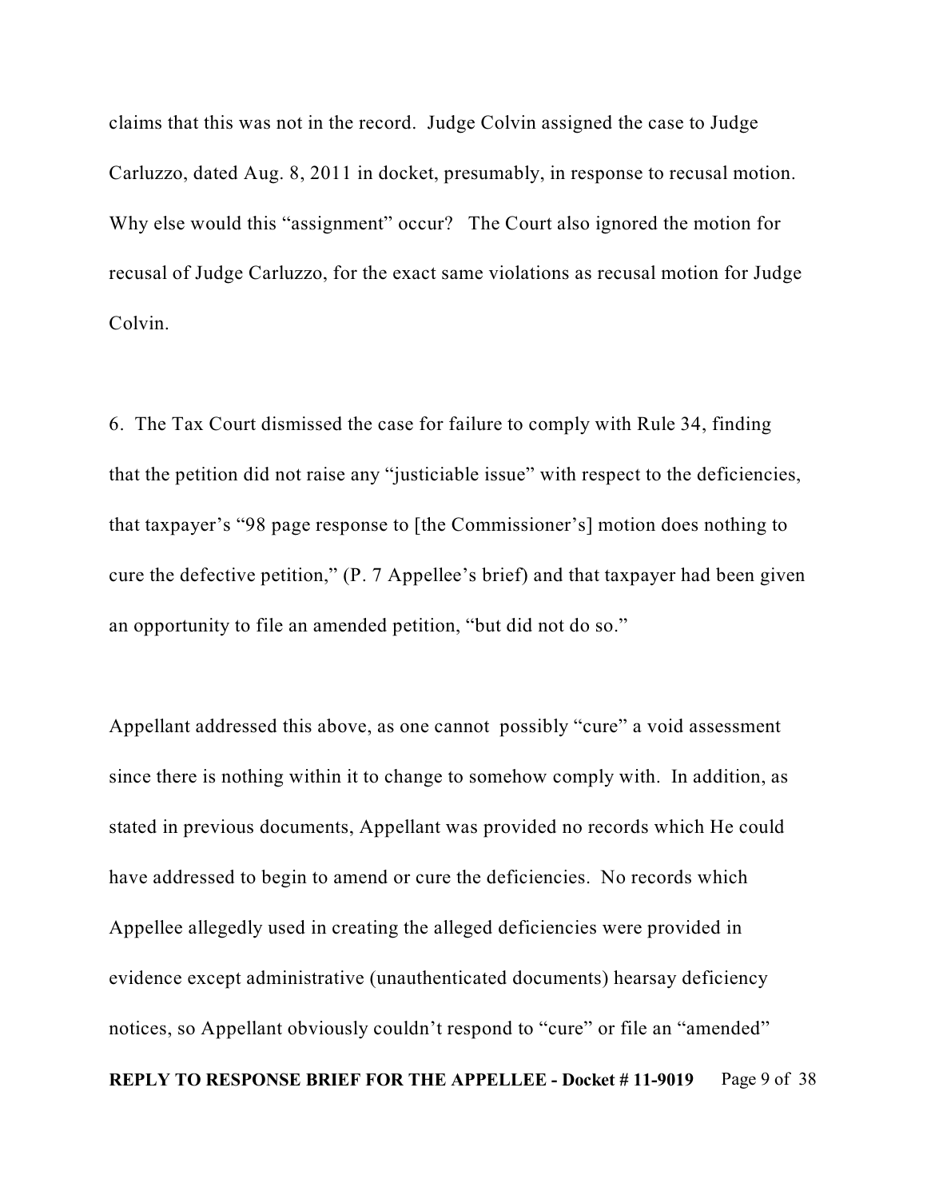claims that this was not in the record. Judge Colvin assigned the case to Judge Carluzzo, dated Aug. 8, 2011 in docket, presumably, in response to recusal motion. Why else would this "assignment" occur? The Court also ignored the motion for recusal of Judge Carluzzo, for the exact same violations as recusal motion for Judge Colvin.

6. The Tax Court dismissed the case for failure to comply with Rule 34, finding that the petition did not raise any "justiciable issue" with respect to the deficiencies, that taxpayer's "98 page response to [the Commissioner's] motion does nothing to cure the defective petition," (P. 7 Appellee's brief) and that taxpayer had been given an opportunity to file an amended petition, "but did not do so."

Appellant addressed this above, as one cannot possibly "cure" a void assessment since there is nothing within it to change to somehow comply with. In addition, as stated in previous documents, Appellant was provided no records which He could have addressed to begin to amend or cure the deficiencies. No records which Appellee allegedly used in creating the alleged deficiencies were provided in evidence except administrative (unauthenticated documents) hearsay deficiency notices, so Appellant obviously couldn't respond to "cure" or file an "amended"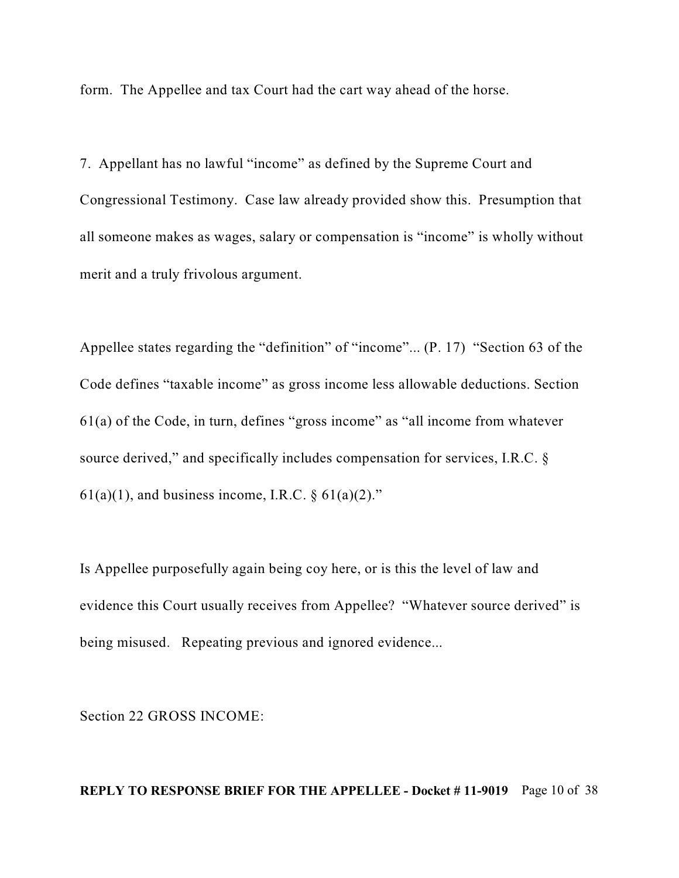form. The Appellee and tax Court had the cart way ahead of the horse.

7. Appellant has no lawful "income" as defined by the Supreme Court and Congressional Testimony. Case law already provided show this. Presumption that all someone makes as wages, salary or compensation is "income" is wholly without merit and a truly frivolous argument.

Appellee states regarding the "definition" of "income"... (P. 17) "Section 63 of the Code defines "taxable income" as gross income less allowable deductions. Section 61(a) of the Code, in turn, defines "gross income" as "all income from whatever source derived," and specifically includes compensation for services, I.R.C. § 61(a)(1), and business income, I.R.C. § 61(a)(2)."

Is Appellee purposefully again being coy here, or is this the level of law and evidence this Court usually receives from Appellee? "Whatever source derived" is being misused. Repeating previous and ignored evidence...

Section 22 GROSS INCOME: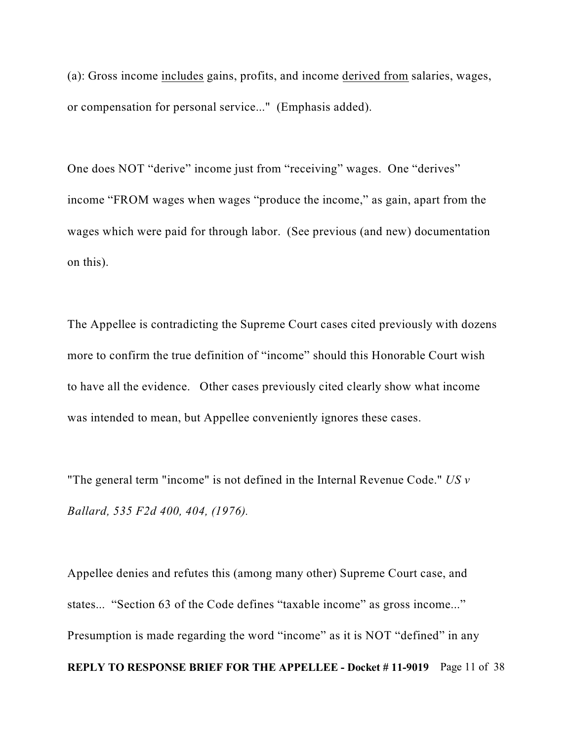(a): Gross income <u>includes</u> gains, profits, and income <u>derived from</u> salaries, wages, or compensation for personal service..." (Emphasis added).

One does NOT "derive" income just from "receiving" wages. One "derives" income "FROM wages when wages "produce the income," as gain, apart from the wages which were paid for through labor. (See previous (and new) documentation on this).

The Appellee is contradicting the Supreme Court cases cited previously with dozens more to confirm the true definition of "income" should this Honorable Court wish to have all the evidence. Other cases previously cited clearly show what income was intended to mean, but Appellee conveniently ignores these cases.

"The general term "income" is not defined in the Internal Revenue Code." *US v Ballard, 535 F2d 400, 404, (1976).*

Appellee denies and refutes this (among many other) Supreme Court case, and states... "Section 63 of the Code defines "taxable income" as gross income..." Presumption is made regarding the word "income" as it is NOT "defined" in any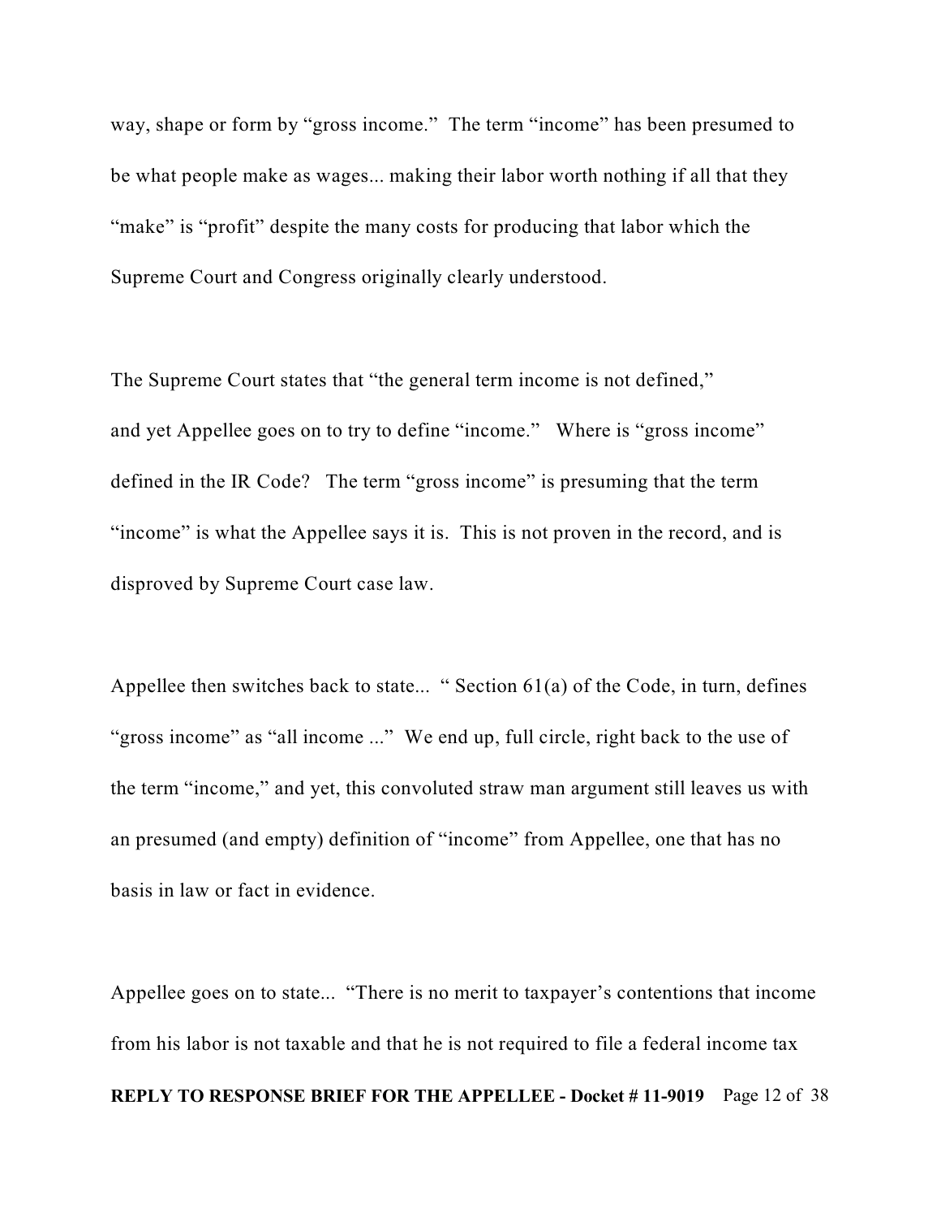way, shape or form by “gross income.” The term “income” has been presumed to be what people make as wages... making their labor worth nothing if all that they “make” is “profit” despite the many costs for producing that labor which the Supreme Court and Congress originally clearly understood.

The Supreme Court states that “the general term income is not defined,” and yet Appellee goes on to try to define “income.” Where is “gross income” defined in the IR Code? The term “gross income” is presuming that the term “income” is what the Appellee says it is. This is not proven in the record, and is disproved by Supreme Court case law.

Appellee then switches back to state... “ Section 61(a) of the Code, in turn, defines “gross income” as “all income ...” We end up, full circle, right back to the use of the term “income,” and yet, this convoluted straw man argument still leaves us with an presumed (and empty) definition of “income” from Appellee, one that has no basis in law or fact in evidence.

Appellee goes on to state... “There is no merit to taxpayer’s contentions that income from his labor is not taxable and that he is not required to file a federal income tax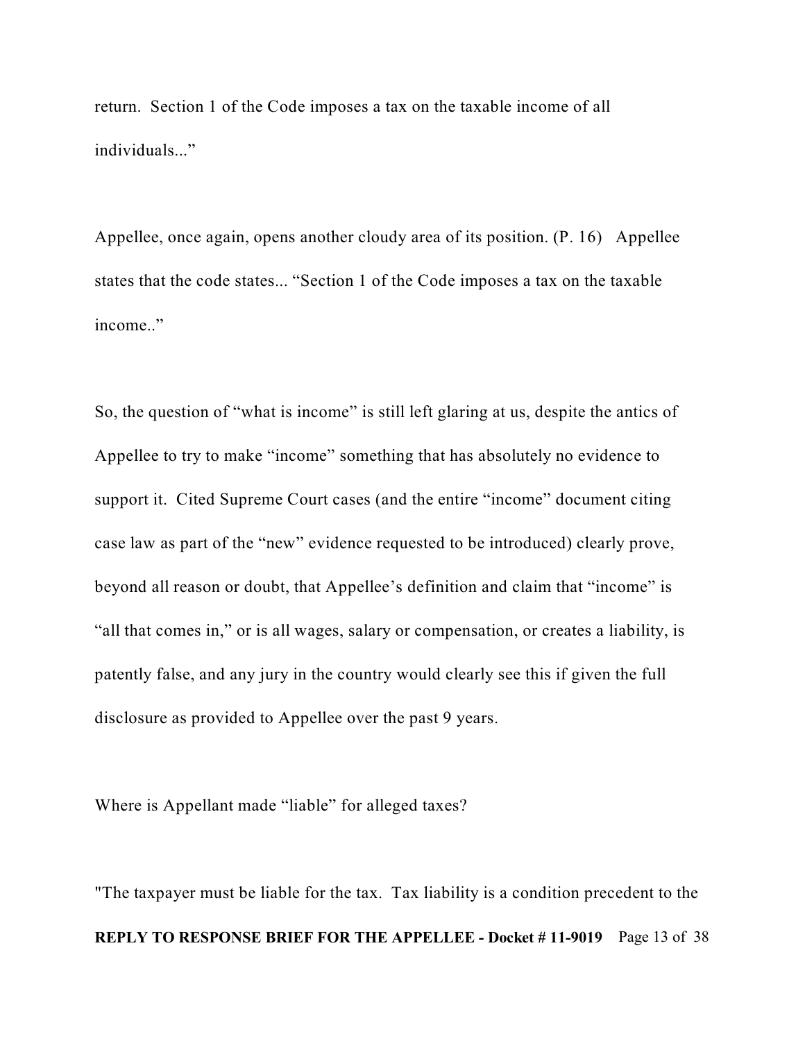return. Section 1 of the Code imposes a tax on the taxable income of all individuals..."

Appellee, once again, opens another cloudy area of its position. (P. 16) Appellee states that the code states... "Section 1 of the Code imposes a tax on the taxable income.."

So, the question of "what is income" is still left glaring at us, despite the antics of Appellee to try to make "income" something that has absolutely no evidence to support it. Cited Supreme Court cases (and the entire "income" document citing case law as part of the "new" evidence requested to be introduced) clearly prove, beyond all reason or doubt, that Appellee's definition and claim that "income" is "all that comes in," or is all wages, salary or compensation, or creates a liability, is patently false, and any jury in the country would clearly see this if given the full disclosure as provided to Appellee over the past 9 years.

Where is Appellant made "liable" for alleged taxes?

"The taxpayer must be liable for the tax. Tax liability is a condition precedent to the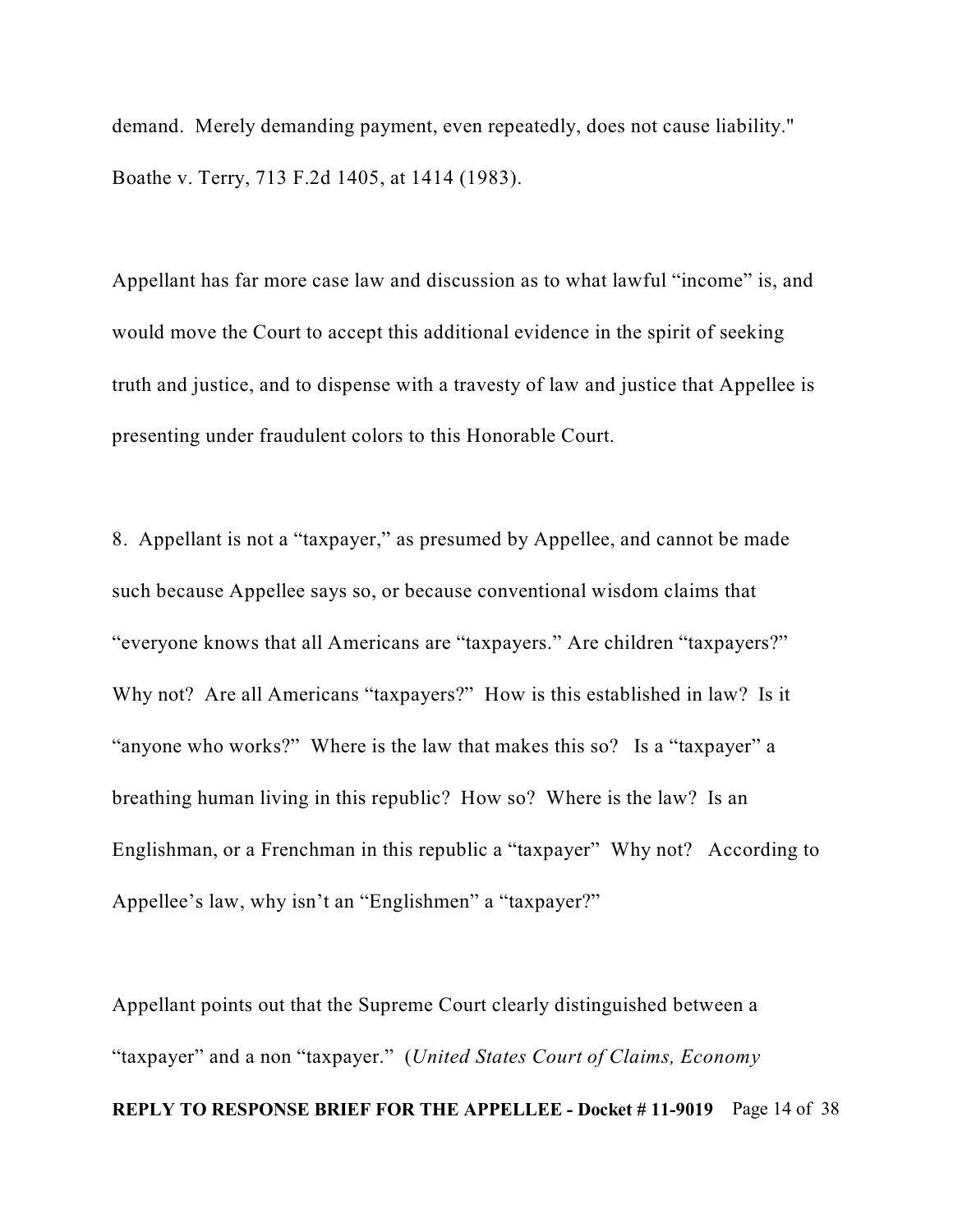demand. Merely demanding payment, even repeatedly, does not cause liability." Boathe v. Terry, 713 F.2d 1405, at 1414 (1983).

Appellant has far more case law and discussion as to what lawful "income" is, and would move the Court to accept this additional evidence in the spirit of seeking truth and justice, and to dispense with a travesty of law and justice that Appellee is presenting under fraudulent colors to this Honorable Court.

8. Appellant is not a "taxpayer," as presumed by Appellee, and cannot be made such because Appellee says so, or because conventional wisdom claims that "everyone knows that all Americans are "taxpayers." Are children "taxpayers?" Why not? Are all Americans "taxpayers?" How is this established in law? Is it "anyone who works?" Where is the law that makes this so? Is a "taxpayer" a breathing human living in this republic? How so? Where is the law? Is an Englishman, or a Frenchman in this republic a "taxpayer" Why not? According to Appellee's law, why isn't an "Englishmen" a "taxpayer?"

Appellant points out that the Supreme Court clearly distinguished between a "taxpayer" and a non "taxpayer." (*United States Court of Claims, Economy*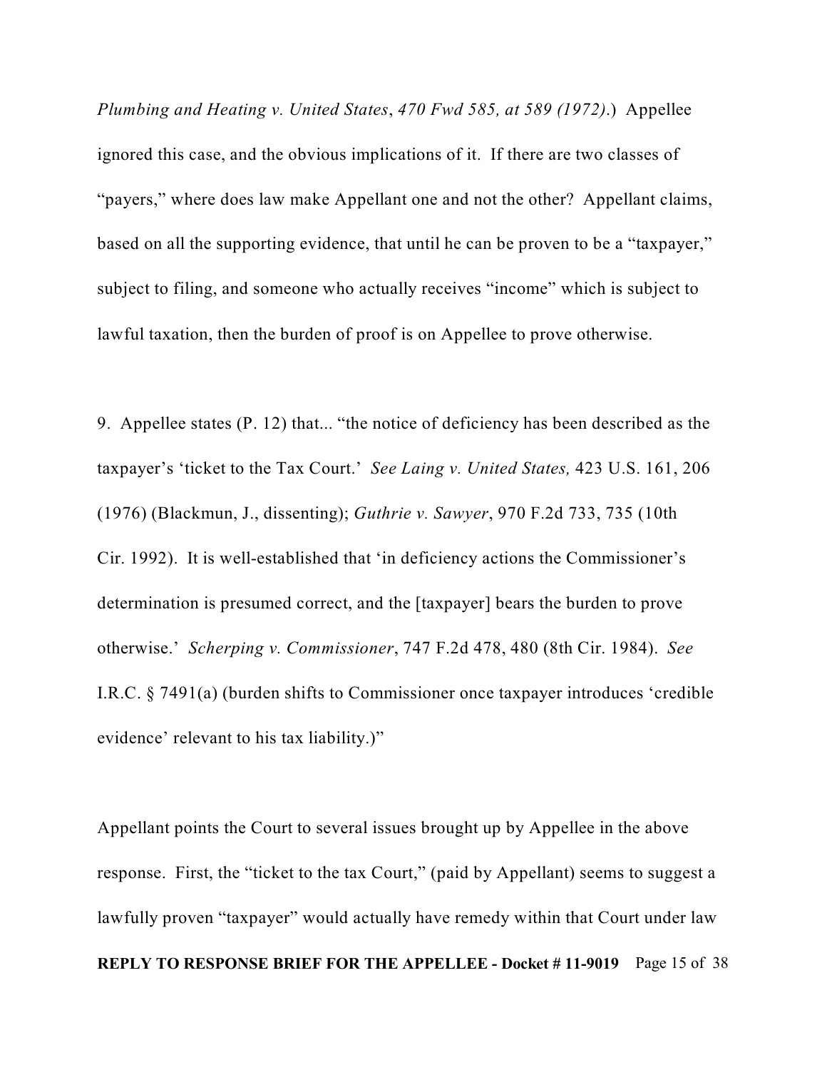*Plumbing and Heating v. United States*, *470 Fwd 585, at 589 (1972)*.) Appellee ignored this case, and the obvious implications of it. If there are two classes of "payers," where does law make Appellant one and not the other? Appellant claims, based on all the supporting evidence, that until he can be proven to be a "taxpayer," subject to filing, and someone who actually receives "income" which is subject to lawful taxation, then the burden of proof is on Appellee to prove otherwise.

9. Appellee states (P. 12) that... "the notice of deficiency has been described as the taxpayer's 'ticket to the Tax Court.' *See Laing v. United States,* 423 U.S. 161, 206 (1976) (Blackmun, J., dissenting); *Guthrie v. Sawyer*, 970 F.2d 733, 735 (10th Cir. 1992). It is well-established that 'in deficiency actions the Commissioner's determination is presumed correct, and the [taxpayer] bears the burden to prove otherwise.' *Scherping v. Commissioner*, 747 F.2d 478, 480 (8th Cir. 1984). *See* I.R.C. § 7491(a) (burden shifts to Commissioner once taxpayer introduces 'credible evidence' relevant to his tax liability.)"

Appellant points the Court to several issues brought up by Appellee in the above response. First, the "ticket to the tax Court," (paid by Appellant) seems to suggest a lawfully proven "taxpayer" would actually have remedy within that Court under law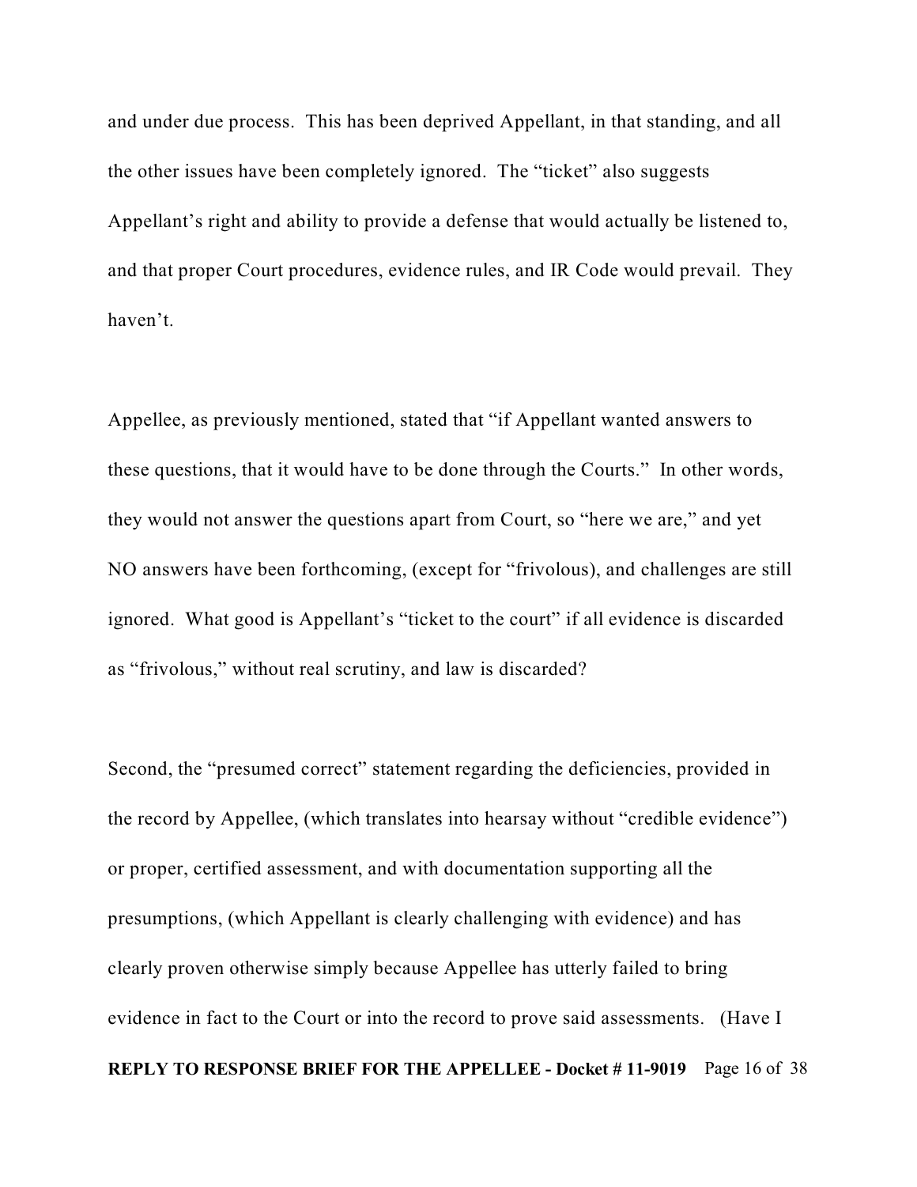and under due process. This has been deprived Appellant, in that standing, and all the other issues have been completely ignored. The "ticket" also suggests Appellant's right and ability to provide a defense that would actually be listened to, and that proper Court procedures, evidence rules, and IR Code would prevail. They haven't.

Appellee, as previously mentioned, stated that "if Appellant wanted answers to these questions, that it would have to be done through the Courts." In other words, they would not answer the questions apart from Court, so "here we are," and yet NO answers have been forthcoming, (except for "frivolous), and challenges are still ignored. What good is Appellant's "ticket to the court" if all evidence is discarded as "frivolous," without real scrutiny, and law is discarded?

Second, the "presumed correct" statement regarding the deficiencies, provided in the record by Appellee, (which translates into hearsay without "credible evidence") or proper, certified assessment, and with documentation supporting all the presumptions, (which Appellant is clearly challenging with evidence) and has clearly proven otherwise simply because Appellee has utterly failed to bring evidence in fact to the Court or into the record to prove said assessments. (Have I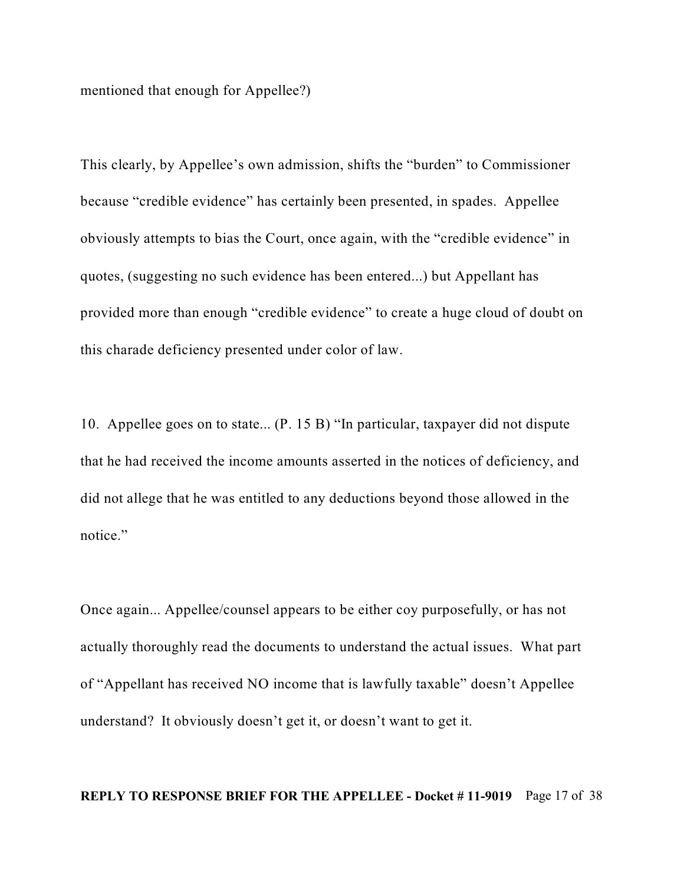mentioned that enough for Appellee?)

This clearly, by Appellee's own admission, shifts the "burden" to Commissioner because "credible evidence" has certainly been presented, in spades. Appellee obviously attempts to bias the Court, once again, with the "credible evidence" in quotes, (suggesting no such evidence has been entered...) but Appellant has provided more than enough "credible evidence" to create a huge cloud of doubt on this charade deficiency presented under color of law.

10. Appellee goes on to state... (P. 15 B) "In particular, taxpayer did not dispute that he had received the income amounts asserted in the notices of deficiency, and did not allege that he was entitled to any deductions beyond those allowed in the notice."

Once again... Appellee/counsel appears to be either coy purposefully, or has not actually thoroughly read the documents to understand the actual issues. What part of "Appellant has received NO income that is lawfully taxable" doesn't Appellee understand? It obviously doesn't get it, or doesn't want to get it.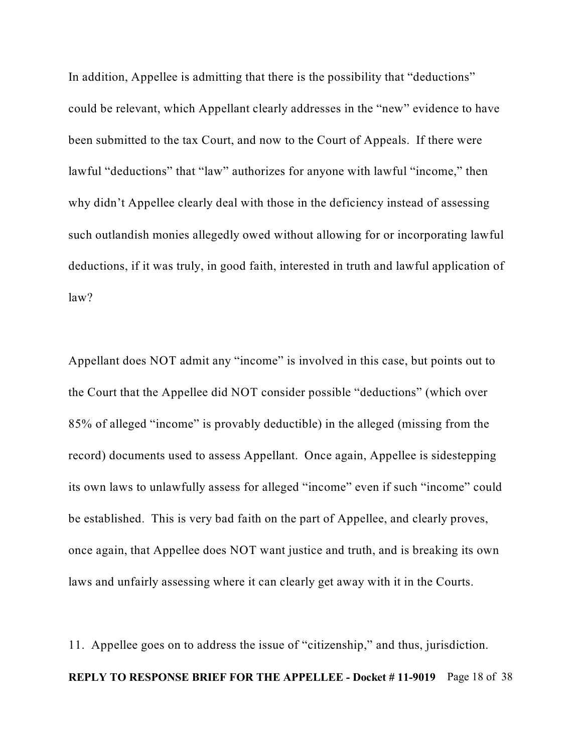In addition, Appellee is admitting that there is the possibility that "deductions" could be relevant, which Appellant clearly addresses in the "new" evidence to have been submitted to the tax Court, and now to the Court of Appeals. If there were lawful "deductions" that "law" authorizes for anyone with lawful "income," then why didn't Appellee clearly deal with those in the deficiency instead of assessing such outlandish monies allegedly owed without allowing for or incorporating lawful deductions, if it was truly, in good faith, interested in truth and lawful application of law?

Appellant does NOT admit any "income" is involved in this case, but points out to the Court that the Appellee did NOT consider possible "deductions" (which over 85% of alleged "income" is provably deductible) in the alleged (missing from the record) documents used to assess Appellant. Once again, Appellee is sidestepping its own laws to unlawfully assess for alleged "income" even if such "income" could be established. This is very bad faith on the part of Appellee, and clearly proves, once again, that Appellee does NOT want justice and truth, and is breaking its own laws and unfairly assessing where it can clearly get away with it in the Courts.

11. Appellee goes on to address the issue of "citizenship," and thus, jurisdiction.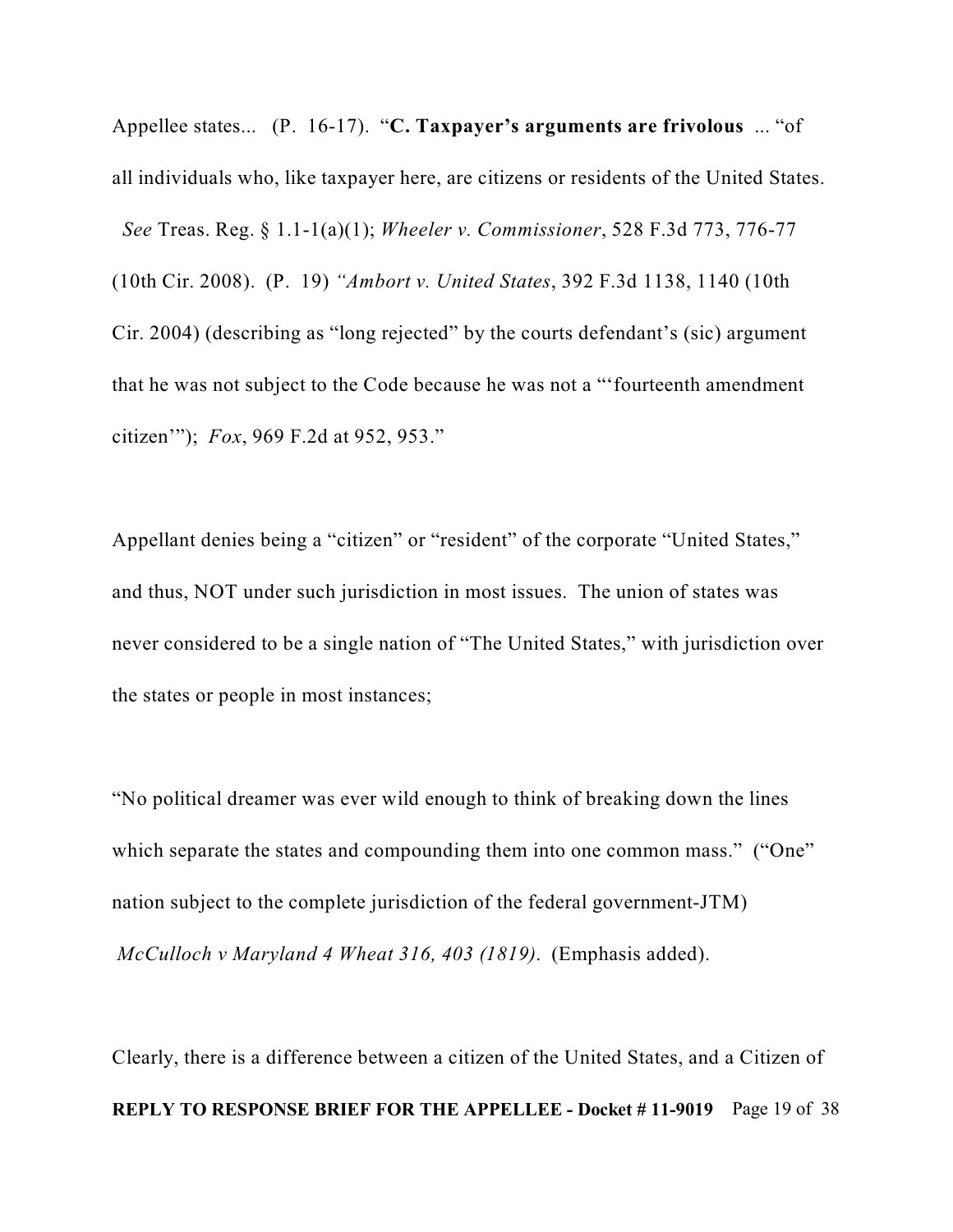Appellee states... (P. 16-17). "**C. Taxpayer's arguments are frivolous** ... "of all individuals who, like taxpayer here, are citizens or residents of the United States. *See* Treas. Reg. § 1.1-1(a)(1); *Wheeler v. Commissioner*, 528 F.3d 773, 776-77 (10th Cir. 2008). (P. 19) *"Ambort v. United States*, 392 F.3d 1138, 1140 (10th Cir. 2004) (describing as "long rejected" by the courts defendant's (sic) argument that he was not subject to the Code because he was not a "'fourteenth amendment citizen'"); *Fox*, 969 F.2d at 952, 953."

Appellant denies being a "citizen" or "resident" of the corporate "United States," and thus, NOT under such jurisdiction in most issues. The union of states was never considered to be a single nation of "The United States," with jurisdiction over the states or people in most instances;

"No political dreamer was ever wild enough to think of breaking down the lines which separate the states and compounding them into one common mass." ("One" nation subject to the complete jurisdiction of the federal government-JTM) *McCulloch v Maryland 4 Wheat 316, 403 (1819)*. (Emphasis added).

Clearly, there is a difference between a citizen of the United States, and a Citizen of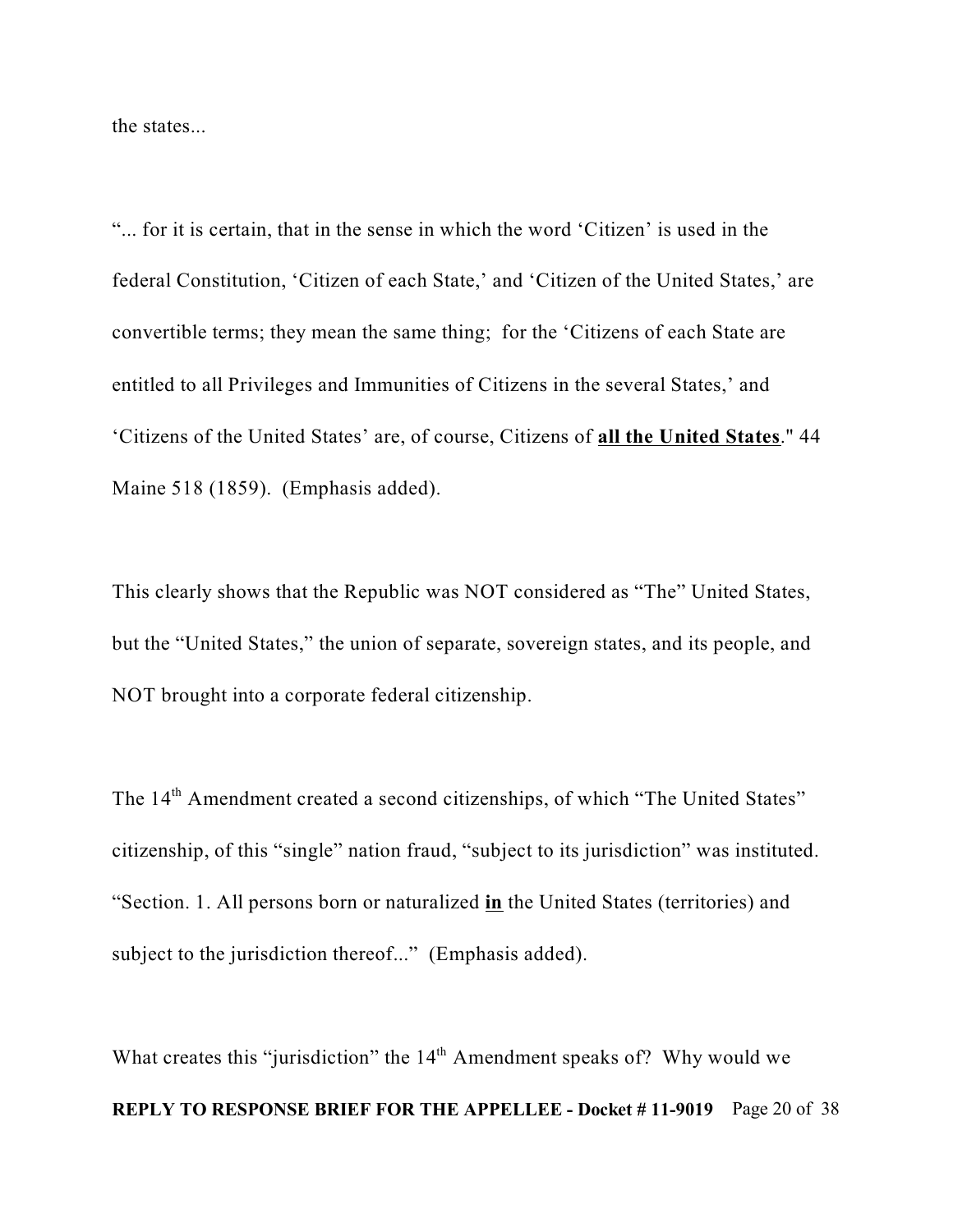the states...

"... for it is certain, that in the sense in which the word 'Citizen' is used in the federal Constitution, 'Citizen of each State,' and 'Citizen of the United States,' are convertible terms; they mean the same thing; for the 'Citizens of each State are entitled to all Privileges and Immunities of Citizens in the several States,' and 'Citizens of the United States' are, of course, Citizens of **<u>all the United States</u>**." 44 Maine 518 (1859). (Emphasis added).

This clearly shows that the Republic was NOT considered as "The" United States, but the "United States," the union of separate, sovereign states, and its people, and NOT brought into a corporate federal citizenship.

The 14th Amendment created a second citizenships, of which "The United States" citizenship, of this "single" nation fraud, "subject to its jurisdiction" was instituted. "Section. 1. All persons born or naturalized **<u>in</u>** the United States (territories) and subject to the jurisdiction thereof..." (Emphasis added).

What creates this "jurisdiction" the 14th Amendment speaks of? Why would we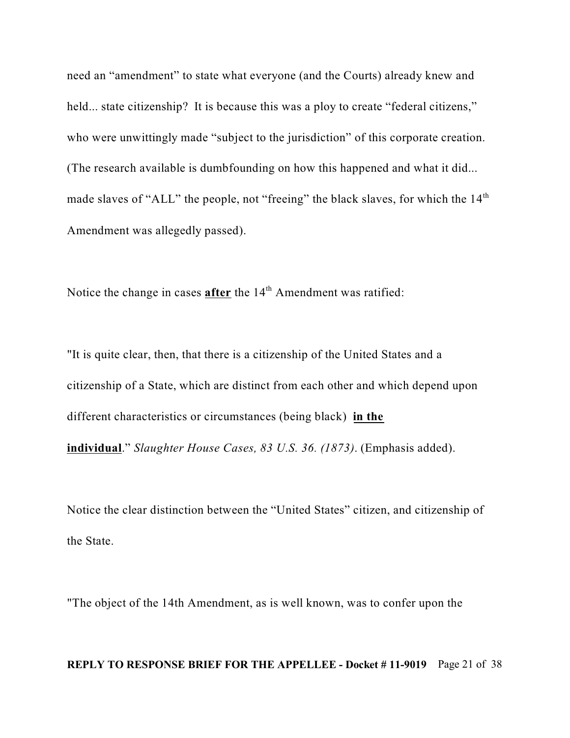need an "amendment" to state what everyone (and the Courts) already knew and held... state citizenship? It is because this was a ploy to create "federal citizens," who were unwittingly made "subject to the jurisdiction" of this corporate creation. (The research available is dumbfounding on how this happened and what it did... made slaves of "ALL" the people, not "freeing" the black slaves, for which the 14th Amendment was allegedly passed).

Notice the change in cases **after** the 14th Amendment was ratified:

"It is quite clear, then, that there is a citizenship of the United States and a citizenship of a State, which are distinct from each other and which depend upon different characteristics or circumstances (being black) **in the individual**." *Slaughter House Cases, 83 U.S. 36. (1873)*. (Emphasis added).

Notice the clear distinction between the "United States" citizen, and citizenship of the State.

"The object of the 14th Amendment, as is well known, was to confer upon the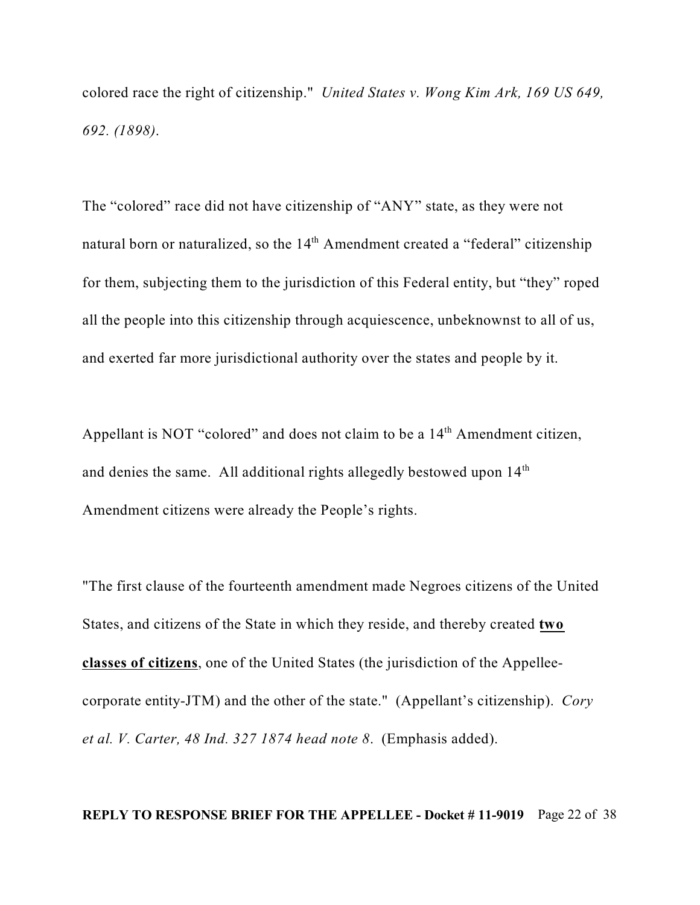colored race the right of citizenship." *United States v. Wong Kim Ark, 169 US 649, 692. (1898)*.

The "colored" race did not have citizenship of "ANY" state, as they were not natural born or naturalized, so the 14th Amendment created a "federal" citizenship for them, subjecting them to the jurisdiction of this Federal entity, but "they" roped all the people into this citizenship through acquiescence, unbeknownst to all of us, and exerted far more jurisdictional authority over the states and people by it.

Appellant is NOT "colored" and does not claim to be a 14th Amendment citizen, and denies the same. All additional rights allegedly bestowed upon 14th Amendment citizens were already the People's rights.

"The first clause of the fourteenth amendment made Negroes citizens of the United States, and citizens of the State in which they reside, and thereby created **two classes of citizens**, one of the United States (the jurisdiction of the Appellee-corporate entity-JTM) and the other of the state." (Appellant's citizenship). *Cory et al. V. Carter, 48 Ind. 327 1874 head note 8*. (Emphasis added).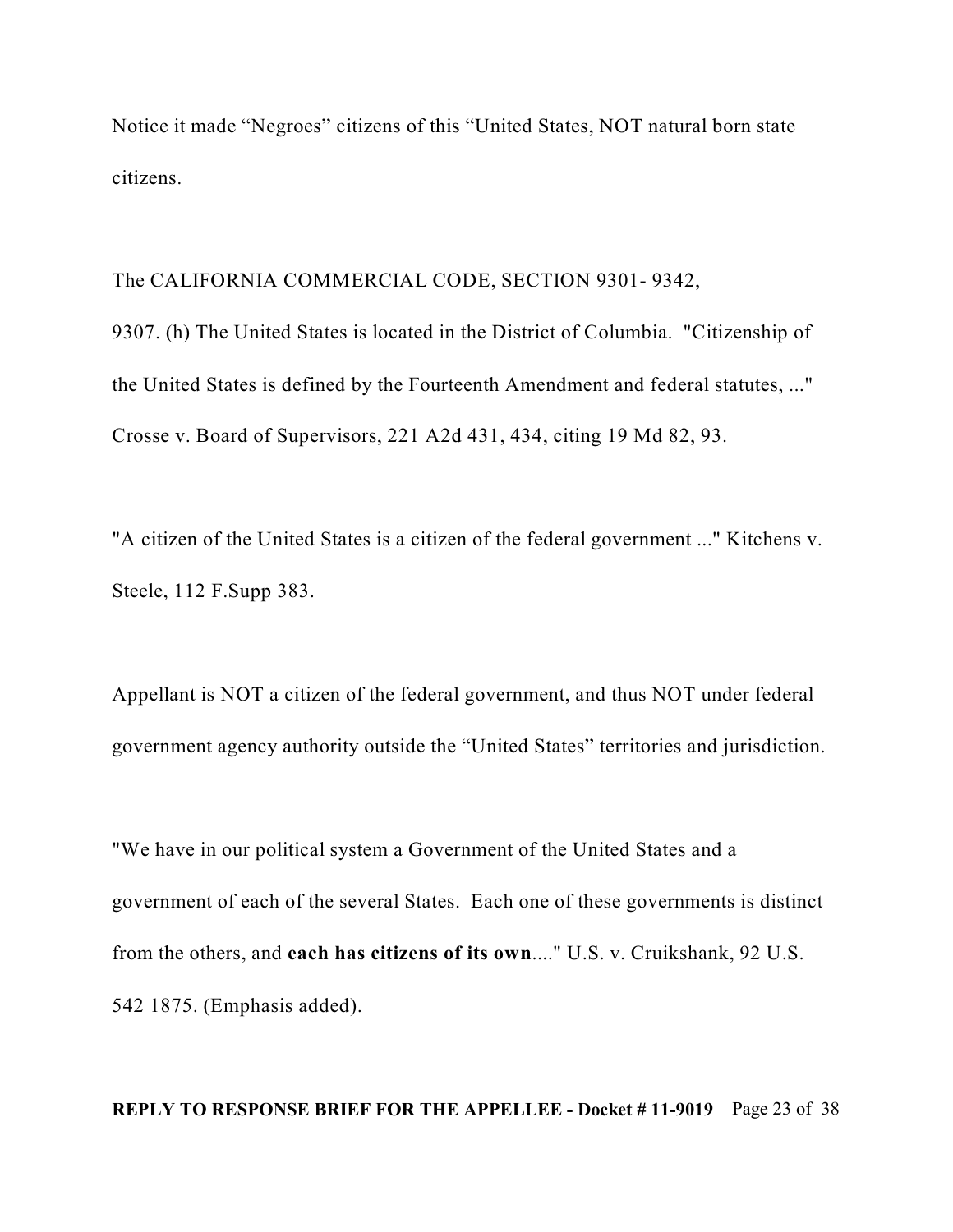Notice it made “Negroes” citizens of this “United States, NOT natural born state citizens.

The CALIFORNIA COMMERCIAL CODE, SECTION 9301- 9342,

9307. (h) The United States is located in the District of Columbia. "Citizenship of the United States is defined by the Fourteenth Amendment and federal statutes, ..." Crosse v. Board of Supervisors, 221 A2d 431, 434, citing 19 Md 82, 93.

"A citizen of the United States is a citizen of the federal government ..." Kitchens v. Steele, 112 F.Supp 383.

Appellant is NOT a citizen of the federal government, and thus NOT under federal government agency authority outside the “United States” territories and jurisdiction.

"We have in our political system a Government of the United States and a government of each of the several States. Each one of these governments is distinct from the others, and **<u>each has citizens of its own</u>**...." U.S. v. Cruikshank, 92 U.S. 542 1875. (Emphasis added).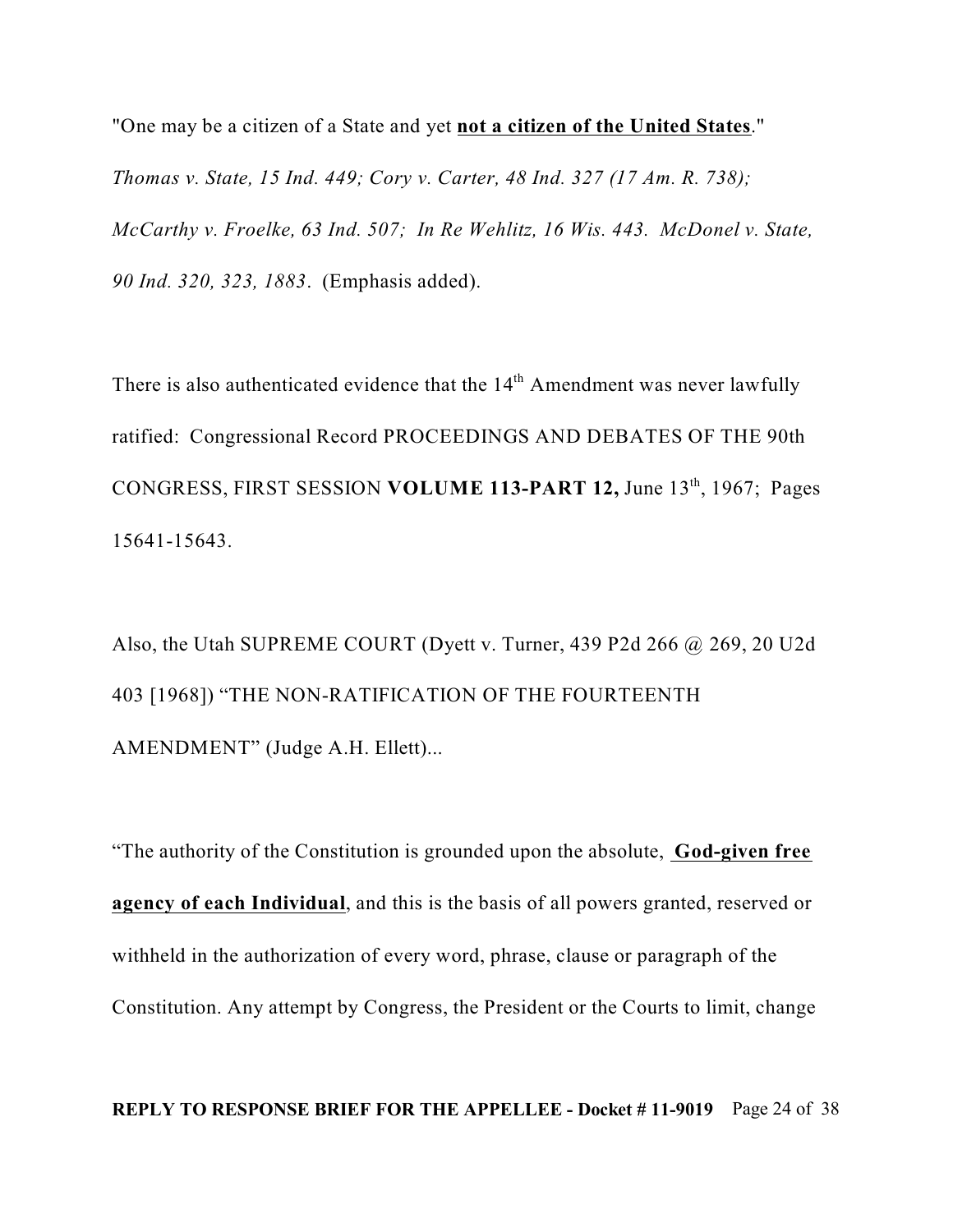"One may be a citizen of a State and yet **<u>not a citizen of the United States</u>**." *Thomas v. State, 15 Ind. 449; Cory v. Carter, 48 Ind. 327 (17 Am. R. 738); McCarthy v. Froelke, 63 Ind. 507; In Re Wehlitz, 16 Wis. 443. McDonel v. State, 90 Ind. 320, 323, 1883*. (Emphasis added).

There is also authenticated evidence that the 14th Amendment was never lawfully ratified: Congressional Record PROCEEDINGS AND DEBATES OF THE 90th CONGRESS, FIRST SESSION **VOLUME 113-PART 12,** June 13th, 1967; Pages 15641-15643.

Also, the Utah SUPREME COURT (Dyett v. Turner, 439 P2d 266 @ 269, 20 U2d 403 [1968]) "THE NON-RATIFICATION OF THE FOURTEENTH AMENDMENT" (Judge A.H. Ellett)...

"The authority of the Constitution is grounded upon the absolute, **<u>God-given free agency of each Individual</u>**, and this is the basis of all powers granted, reserved or withheld in the authorization of every word, phrase, clause or paragraph of the Constitution. Any attempt by Congress, the President or the Courts to limit, change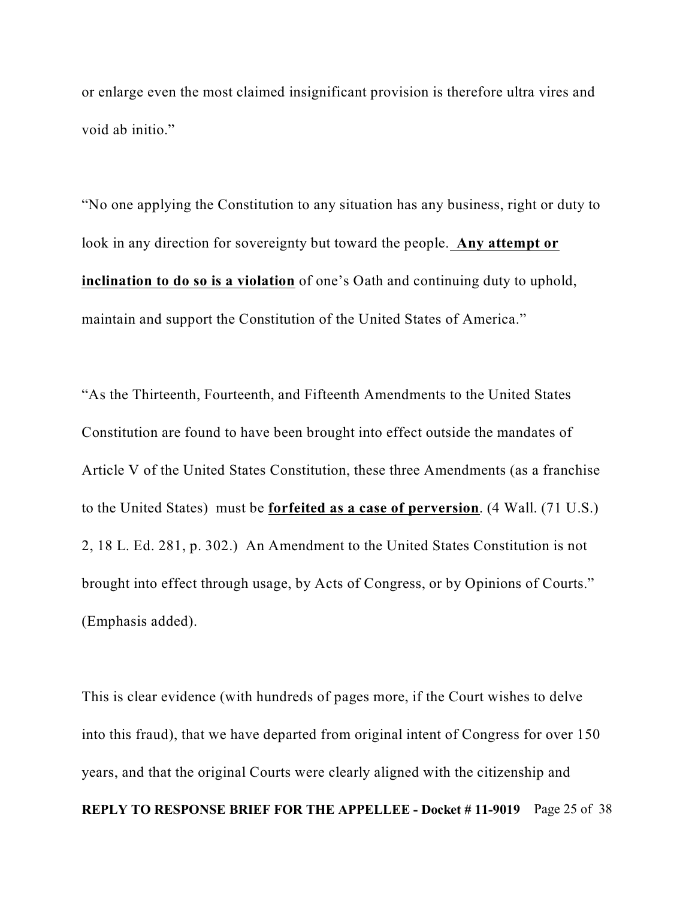or enlarge even the most claimed insignificant provision is therefore ultra vires and void ab initio."

"No one applying the Constitution to any situation has any business, right or duty to look in any direction for sovereignty but toward the people. **Any attempt or inclination to do so is a violation** of one's Oath and continuing duty to uphold, maintain and support the Constitution of the United States of America."

"As the Thirteenth, Fourteenth, and Fifteenth Amendments to the United States Constitution are found to have been brought into effect outside the mandates of Article V of the United States Constitution, these three Amendments (as a franchise to the United States) must be **forfeited as a case of perversion**. (4 Wall. (71 U.S.) 2, 18 L. Ed. 281, p. 302.) An Amendment to the United States Constitution is not brought into effect through usage, by Acts of Congress, or by Opinions of Courts." (Emphasis added).

This is clear evidence (with hundreds of pages more, if the Court wishes to delve into this fraud), that we have departed from original intent of Congress for over 150 years, and that the original Courts were clearly aligned with the citizenship and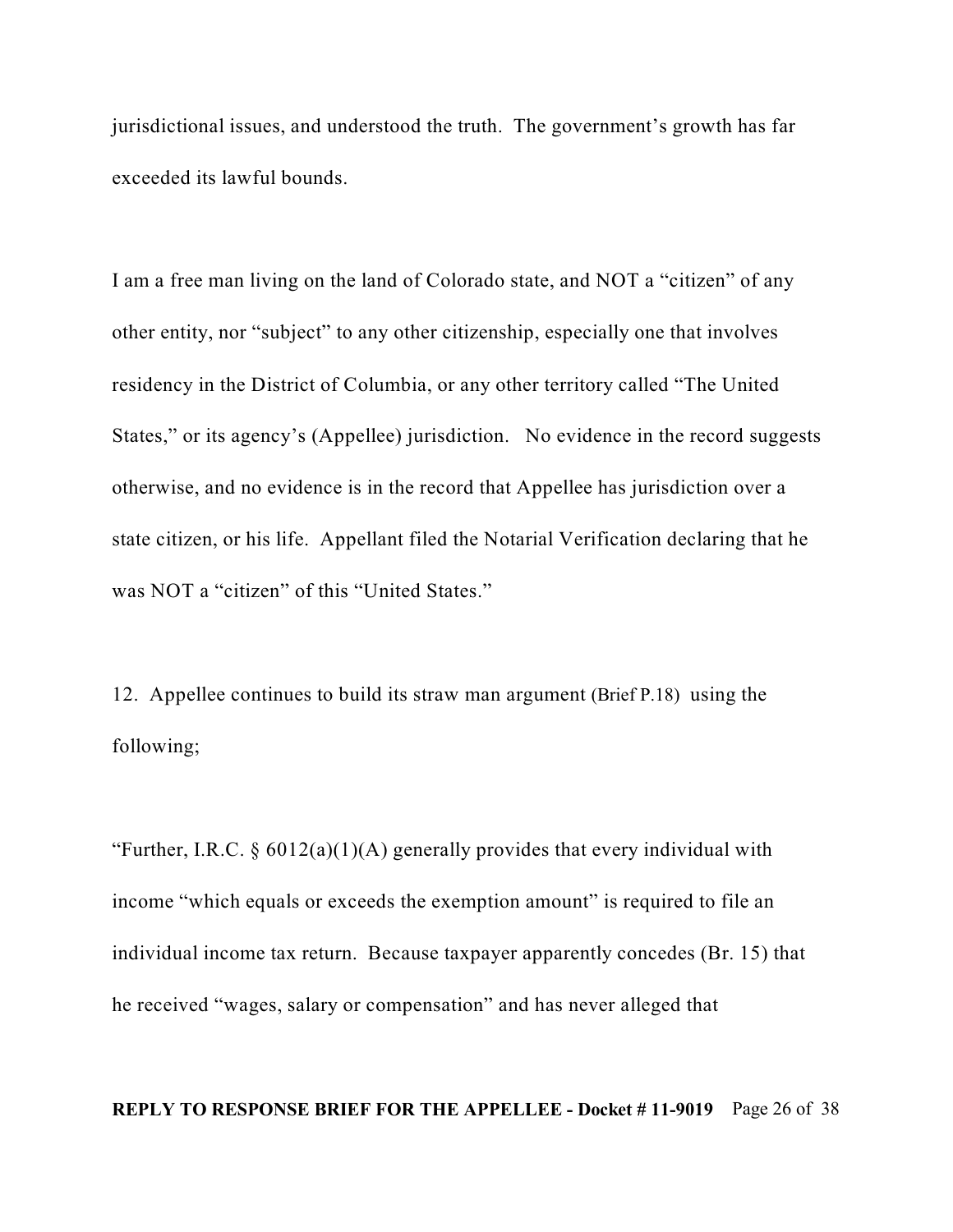jurisdictional issues, and understood the truth. The government's growth has far exceeded its lawful bounds.

I am a free man living on the land of Colorado state, and NOT a "citizen" of any other entity, nor "subject" to any other citizenship, especially one that involves residency in the District of Columbia, or any other territory called "The United States," or its agency's (Appellee) jurisdiction. No evidence in the record suggests otherwise, and no evidence is in the record that Appellee has jurisdiction over a state citizen, or his life. Appellant filed the Notarial Verification declaring that he was NOT a "citizen" of this "United States."

12. Appellee continues to build its straw man argument (Brief P.18) using the following;

"Further, I.R.C. § 6012(a)(1)(A) generally provides that every individual with income "which equals or exceeds the exemption amount" is required to file an individual income tax return. Because taxpayer apparently concedes (Br. 15) that he received "wages, salary or compensation" and has never alleged that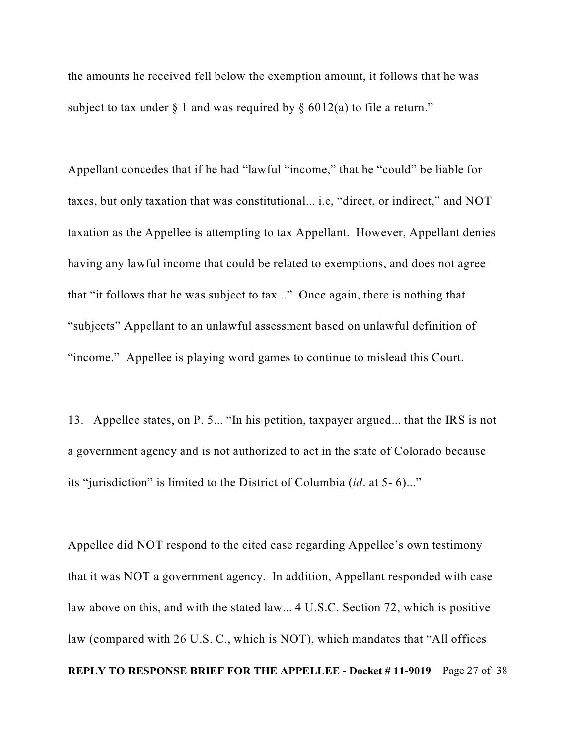the amounts he received fell below the exemption amount, it follows that he was subject to tax under § 1 and was required by § 6012(a) to file a return."

Appellant concedes that if he had "lawful "income," that he "could" be liable for taxes, but only taxation that was constitutional... i.e, "direct, or indirect," and NOT taxation as the Appellee is attempting to tax Appellant. However, Appellant denies having any lawful income that could be related to exemptions, and does not agree that "it follows that he was subject to tax..." Once again, there is nothing that "subjects" Appellant to an unlawful assessment based on unlawful definition of "income." Appellee is playing word games to continue to mislead this Court.

13. Appellee states, on P. 5... "In his petition, taxpayer argued... that the IRS is not a government agency and is not authorized to act in the state of Colorado because its "jurisdiction" is limited to the District of Columbia (*id*. at 5- 6)..."

Appellee did NOT respond to the cited case regarding Appellee's own testimony that it was NOT a government agency. In addition, Appellant responded with case law above on this, and with the stated law... 4 U.S.C. Section 72, which is positive law (compared with 26 U.S. C., which is NOT), which mandates that "All offices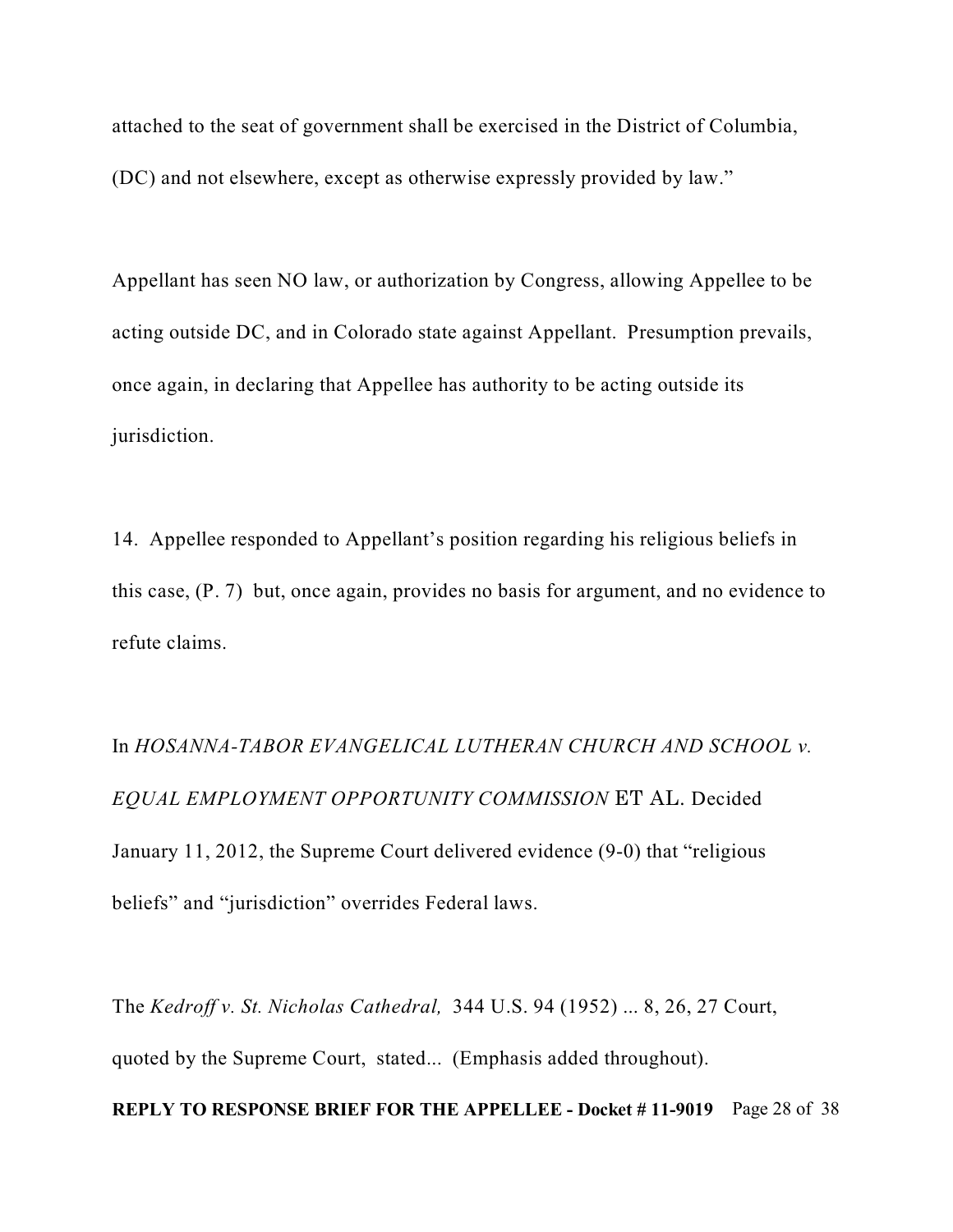attached to the seat of government shall be exercised in the District of Columbia, (DC) and not elsewhere, except as otherwise expressly provided by law."

Appellant has seen NO law, or authorization by Congress, allowing Appellee to be acting outside DC, and in Colorado state against Appellant. Presumption prevails, once again, in declaring that Appellee has authority to be acting outside its jurisdiction.

14. Appellee responded to Appellant's position regarding his religious beliefs in this case, (P. 7) but, once again, provides no basis for argument, and no evidence to refute claims.

In *HOSANNA-TABOR EVANGELICAL LUTHERAN CHURCH AND SCHOOL v. EQUAL EMPLOYMENT OPPORTUNITY COMMISSION* ET AL. Decided January 11, 2012, the Supreme Court delivered evidence (9-0) that "religious beliefs" and "jurisdiction" overrides Federal laws.

The *Kedroff v. St. Nicholas Cathedral,* 344 U.S. 94 (1952) ... 8, 26, 27 Court, quoted by the Supreme Court, stated... (Emphasis added throughout).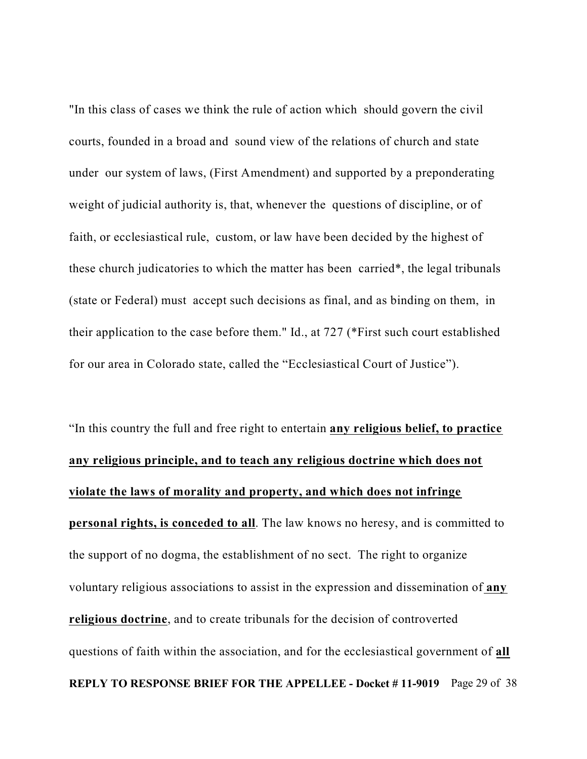"In this class of cases we think the rule of action which should govern the civil courts, founded in a broad and sound view of the relations of church and state under our system of laws, (First Amendment) and supported by a preponderating weight of judicial authority is, that, whenever the questions of discipline, or of faith, or ecclesiastical rule, custom, or law have been decided by the highest of these church judicatories to which the matter has been carried*, the legal tribunals (state or Federal) must accept such decisions as final, and as binding on them, in their application to the case before them." Id., at 727 (*First such court established for our area in Colorado state, called the "Ecclesiastical Court of Justice").

"In this country the full and free right to entertain **any religious belief, to practice any religious principle, and to teach any religious doctrine which does not violate the laws of morality and property, and which does not infringe personal rights, is conceded to all**. The law knows no heresy, and is committed to the support of no dogma, the establishment of no sect. The right to organize voluntary religious associations to assist in the expression and dissemination of **any religious doctrine**, and to create tribunals for the decision of controverted questions of faith within the association, and for the ecclesiastical government of **all**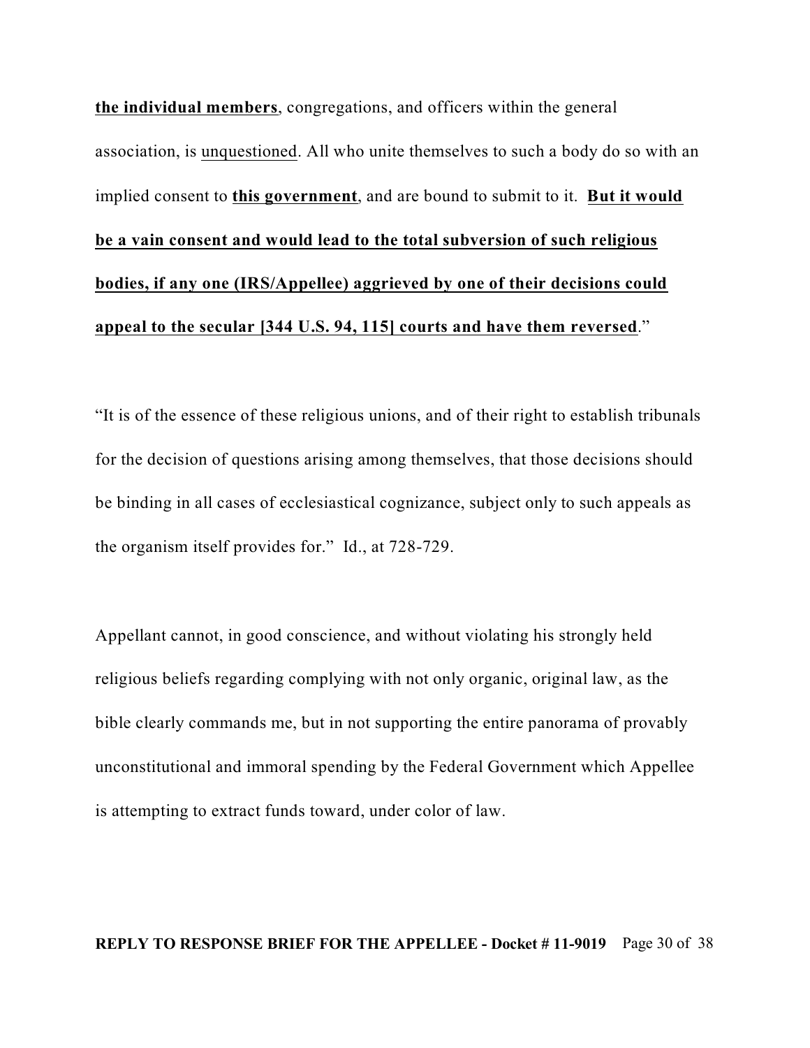**the individual members**, congregations, and officers within the general association, is unquestioned. All who unite themselves to such a body do so with an implied consent to **this government**, and are bound to submit to it. **But it would be a vain consent and would lead to the total subversion of such religious bodies, if any one (IRS/Appellee) aggrieved by one of their decisions could appeal to the secular [344 U.S. 94, 115] courts and have them reversed**."

"It is of the essence of these religious unions, and of their right to establish tribunals for the decision of questions arising among themselves, that those decisions should be binding in all cases of ecclesiastical cognizance, subject only to such appeals as the organism itself provides for." Id., at 728-729.

Appellant cannot, in good conscience, and without violating his strongly held religious beliefs regarding complying with not only organic, original law, as the bible clearly commands me, but in not supporting the entire panorama of provably unconstitutional and immoral spending by the Federal Government which Appellee is attempting to extract funds toward, under color of law.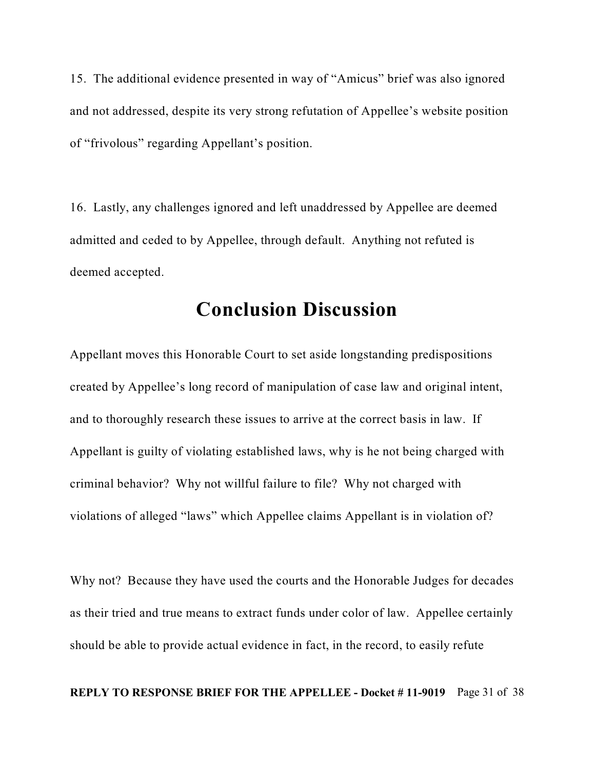15. The additional evidence presented in way of "Amicus" brief was also ignored and not addressed, despite its very strong refutation of Appellee's website position of "frivolous" regarding Appellant's position.

16. Lastly, any challenges ignored and left unaddressed by Appellee are deemed admitted and ceded to by Appellee, through default. Anything not refuted is deemed accepted.

# Conclusion Discussion

Appellant moves this Honorable Court to set aside longstanding predispositions created by Appellee's long record of manipulation of case law and original intent, and to thoroughly research these issues to arrive at the correct basis in law. If Appellant is guilty of violating established laws, why is he not being charged with criminal behavior? Why not willful failure to file? Why not charged with violations of alleged "laws" which Appellee claims Appellant is in violation of?

Why not? Because they have used the courts and the Honorable Judges for decades as their tried and true means to extract funds under color of law. Appellee certainly should be able to provide actual evidence in fact, in the record, to easily refute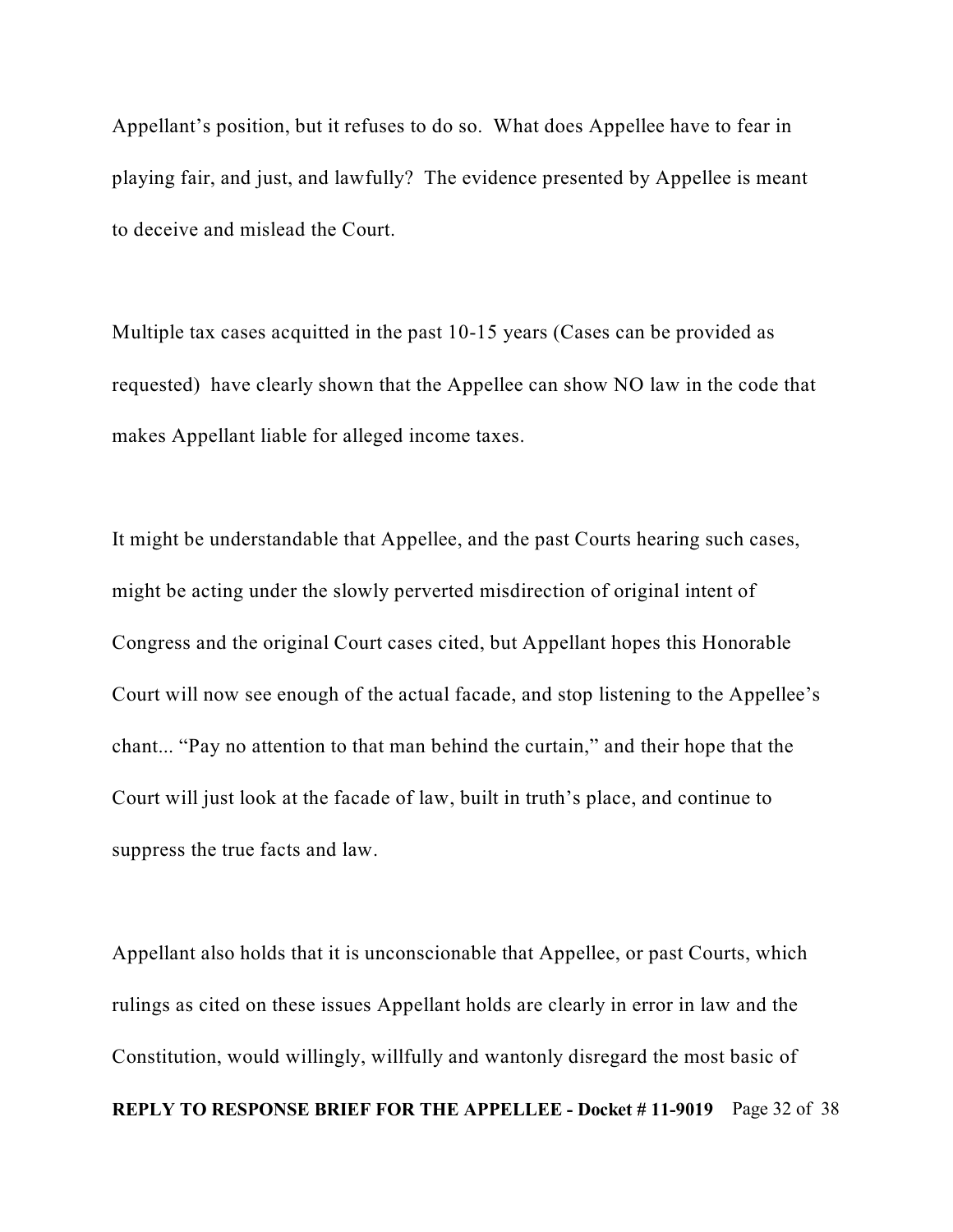Appellant's position, but it refuses to do so. What does Appellee have to fear in playing fair, and just, and lawfully? The evidence presented by Appellee is meant to deceive and mislead the Court.

Multiple tax cases acquitted in the past 10-15 years (Cases can be provided as requested) have clearly shown that the Appellee can show NO law in the code that makes Appellant liable for alleged income taxes.

It might be understandable that Appellee, and the past Courts hearing such cases, might be acting under the slowly perverted misdirection of original intent of Congress and the original Court cases cited, but Appellant hopes this Honorable Court will now see enough of the actual facade, and stop listening to the Appellee's chant... "Pay no attention to that man behind the curtain," and their hope that the Court will just look at the facade of law, built in truth's place, and continue to suppress the true facts and law.

Appellant also holds that it is unconscionable that Appellee, or past Courts, which rulings as cited on these issues Appellant holds are clearly in error in law and the Constitution, would willingly, willfully and wantonly disregard the most basic of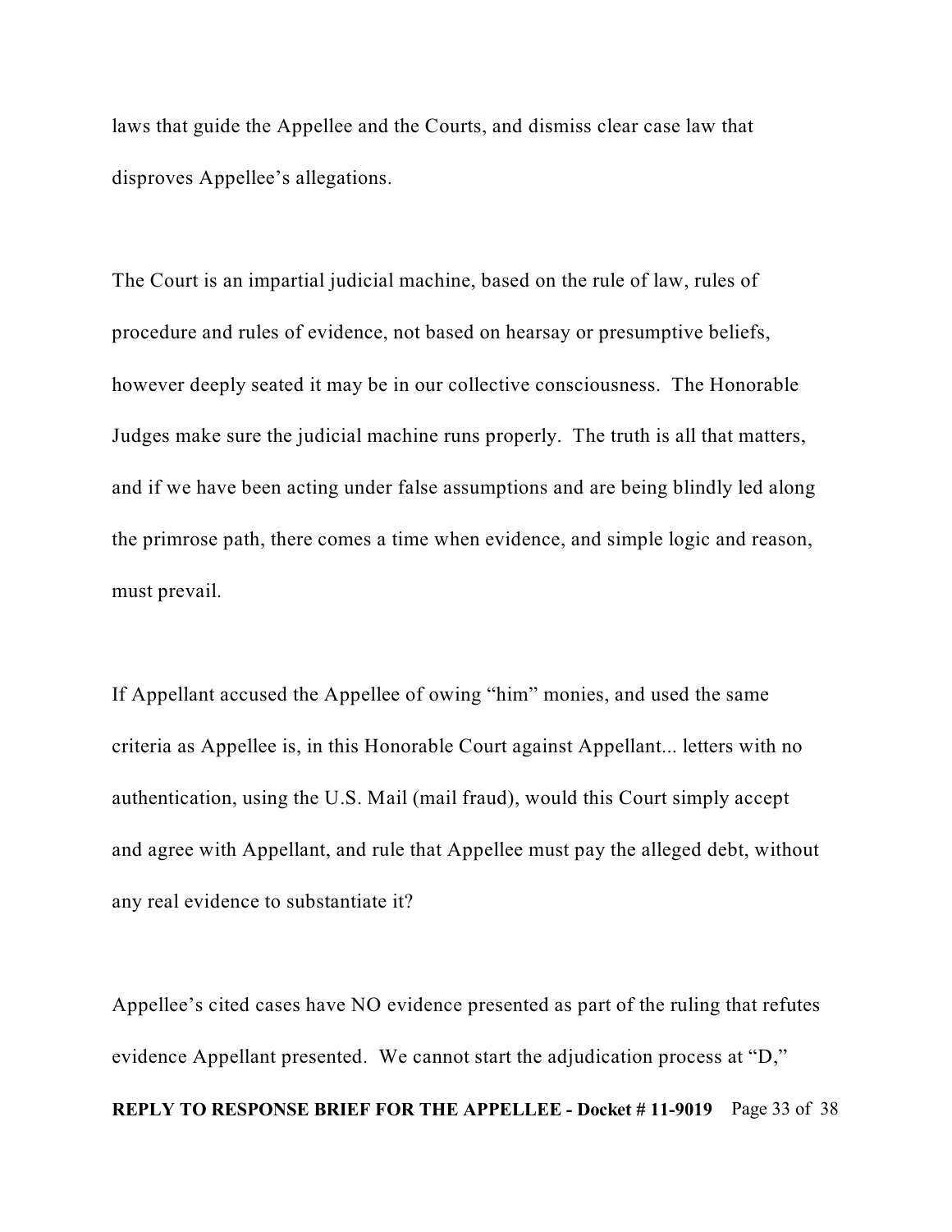laws that guide the Appellee and the Courts, and dismiss clear case law that disproves Appellee's allegations.

The Court is an impartial judicial machine, based on the rule of law, rules of procedure and rules of evidence, not based on hearsay or presumptive beliefs, however deeply seated it may be in our collective consciousness. The Honorable Judges make sure the judicial machine runs properly. The truth is all that matters, and if we have been acting under false assumptions and are being blindly led along the primrose path, there comes a time when evidence, and simple logic and reason, must prevail.

If Appellant accused the Appellee of owing "him" monies, and used the same criteria as Appellee is, in this Honorable Court against Appellant... letters with no authentication, using the U.S. Mail (mail fraud), would this Court simply accept and agree with Appellant, and rule that Appellee must pay the alleged debt, without any real evidence to substantiate it?

Appellee's cited cases have NO evidence presented as part of the ruling that refutes evidence Appellant presented. We cannot start the adjudication process at "D,"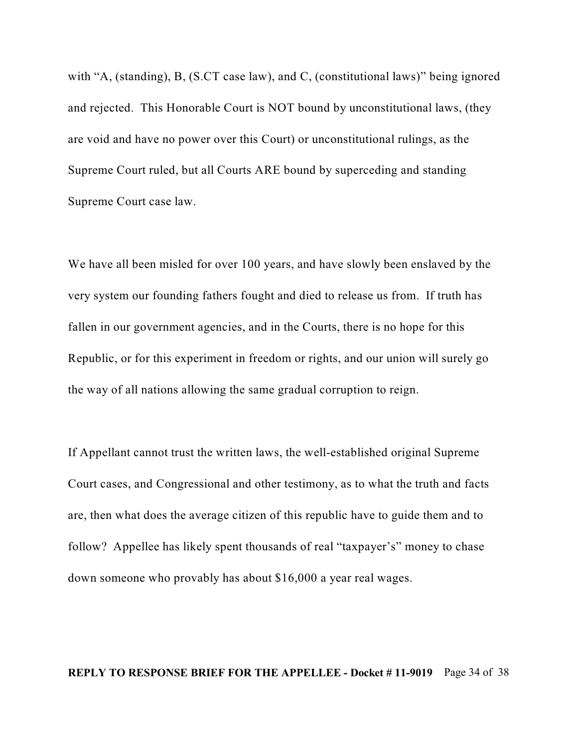with "A, (standing), B, (S.CT case law), and C, (constitutional laws)" being ignored and rejected. This Honorable Court is NOT bound by unconstitutional laws, (they are void and have no power over this Court) or unconstitutional rulings, as the Supreme Court ruled, but all Courts ARE bound by superceding and standing Supreme Court case law.

We have all been misled for over 100 years, and have slowly been enslaved by the very system our founding fathers fought and died to release us from. If truth has fallen in our government agencies, and in the Courts, there is no hope for this Republic, or for this experiment in freedom or rights, and our union will surely go the way of all nations allowing the same gradual corruption to reign.

If Appellant cannot trust the written laws, the well-established original Supreme Court cases, and Congressional and other testimony, as to what the truth and facts are, then what does the average citizen of this republic have to guide them and to follow? Appellee has likely spent thousands of real "taxpayer's" money to chase down someone who provably has about $16,000 a year real wages.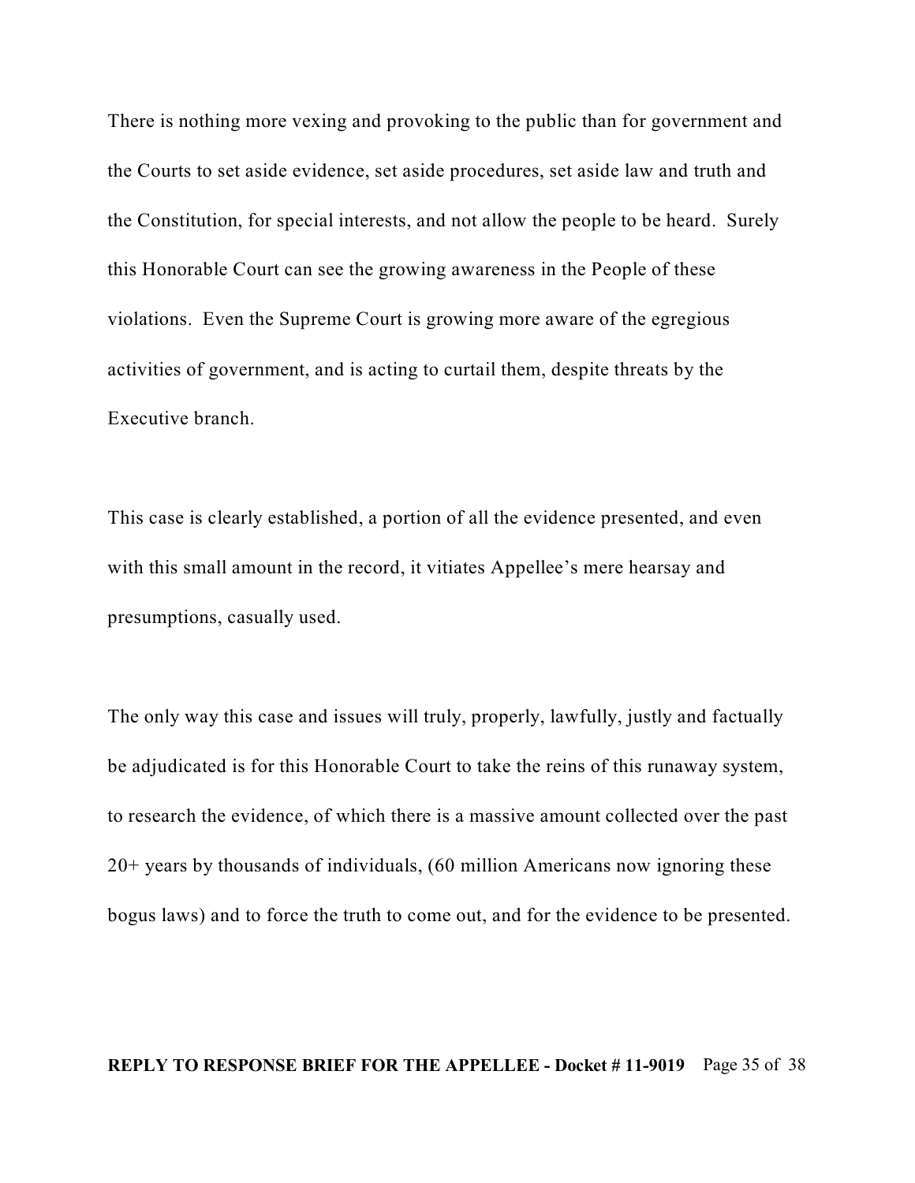There is nothing more vexing and provoking to the public than for government and the Courts to set aside evidence, set aside procedures, set aside law and truth and the Constitution, for special interests, and not allow the people to be heard. Surely this Honorable Court can see the growing awareness in the People of these violations. Even the Supreme Court is growing more aware of the egregious activities of government, and is acting to curtail them, despite threats by the Executive branch.

This case is clearly established, a portion of all the evidence presented, and even with this small amount in the record, it vitiates Appellee's mere hearsay and presumptions, casually used.

The only way this case and issues will truly, properly, lawfully, justly and factually be adjudicated is for this Honorable Court to take the reins of this runaway system, to research the evidence, of which there is a massive amount collected over the past 20+ years by thousands of individuals, (60 million Americans now ignoring these bogus laws) and to force the truth to come out, and for the evidence to be presented.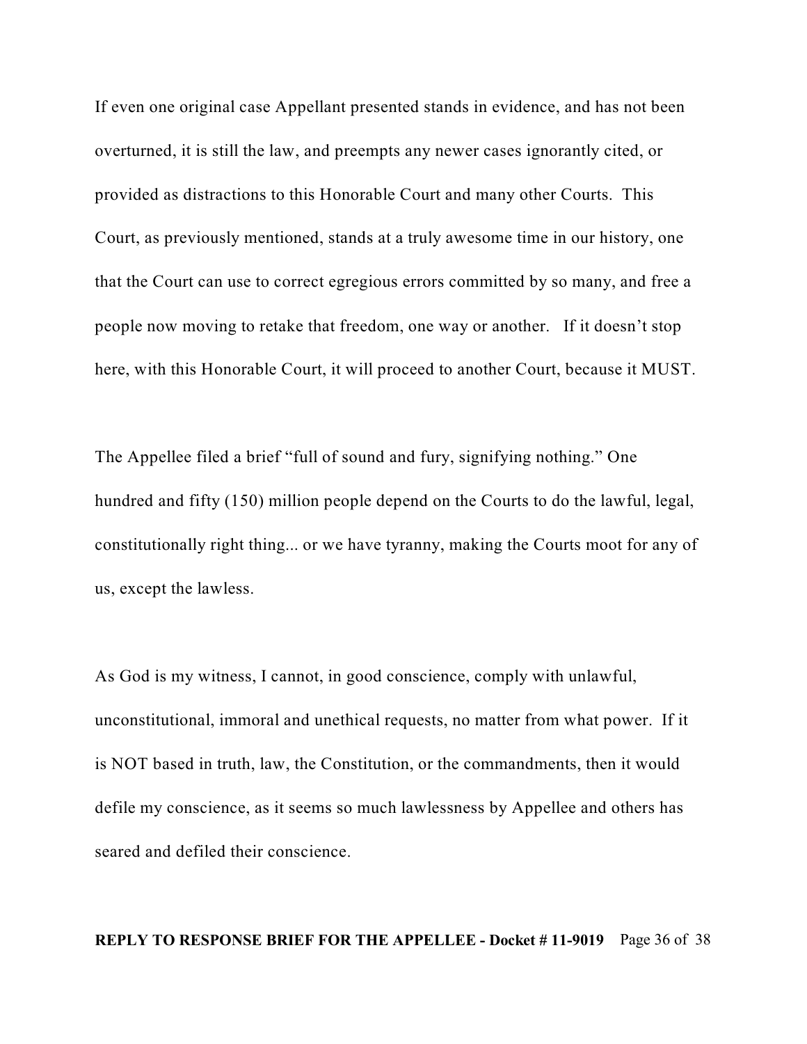If even one original case Appellant presented stands in evidence, and has not been overturned, it is still the law, and preempts any newer cases ignorantly cited, or provided as distractions to this Honorable Court and many other Courts. This Court, as previously mentioned, stands at a truly awesome time in our history, one that the Court can use to correct egregious errors committed by so many, and free a people now moving to retake that freedom, one way or another. If it doesn't stop here, with this Honorable Court, it will proceed to another Court, because it MUST.

The Appellee filed a brief "full of sound and fury, signifying nothing." One hundred and fifty (150) million people depend on the Courts to do the lawful, legal, constitutionally right thing... or we have tyranny, making the Courts moot for any of us, except the lawless.

As God is my witness, I cannot, in good conscience, comply with unlawful, unconstitutional, immoral and unethical requests, no matter from what power. If it is NOT based in truth, law, the Constitution, or the commandments, then it would defile my conscience, as it seems so much lawlessness by Appellee and others has seared and defiled their conscience.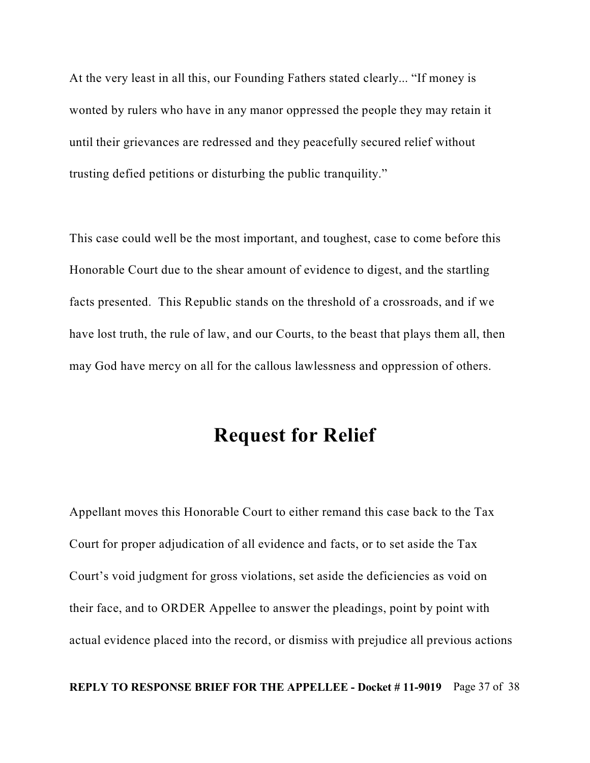At the very least in all this, our Founding Fathers stated clearly... "If money is wonted by rulers who have in any manor oppressed the people they may retain it until their grievances are redressed and they peacefully secured relief without trusting defied petitions or disturbing the public tranquility."

This case could well be the most important, and toughest, case to come before this Honorable Court due to the shear amount of evidence to digest, and the startling facts presented. This Republic stands on the threshold of a crossroads, and if we have lost truth, the rule of law, and our Courts, to the beast that plays them all, then may God have mercy on all for the callous lawlessness and oppression of others.

# Request for Relief

Appellant moves this Honorable Court to either remand this case back to the Tax Court for proper adjudication of all evidence and facts, or to set aside the Tax Court's void judgment for gross violations, set aside the deficiencies as void on their face, and to ORDER Appellee to answer the pleadings, point by point with actual evidence placed into the record, or dismiss with prejudice all previous actions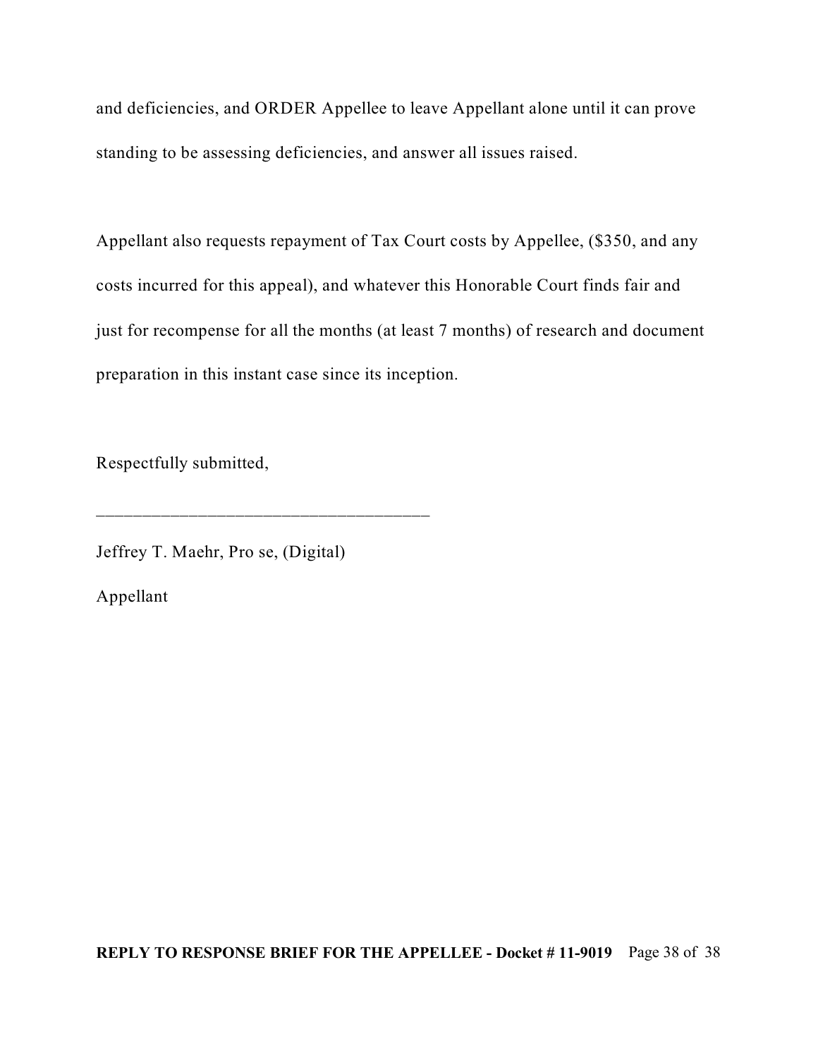and deficiencies, and ORDER Appellee to leave Appellant alone until it can prove standing to be assessing deficiencies, and answer all issues raised.

Appellant also requests repayment of Tax Court costs by Appellee, ($350, and any costs incurred for this appeal), and whatever this Honorable Court finds fair and just for recompense for all the months (at least 7 months) of research and document preparation in this instant case since its inception.

Respectfully submitted,

___________________________________

Jeffrey T. Maehr, Pro se, (Digital)

Appellant